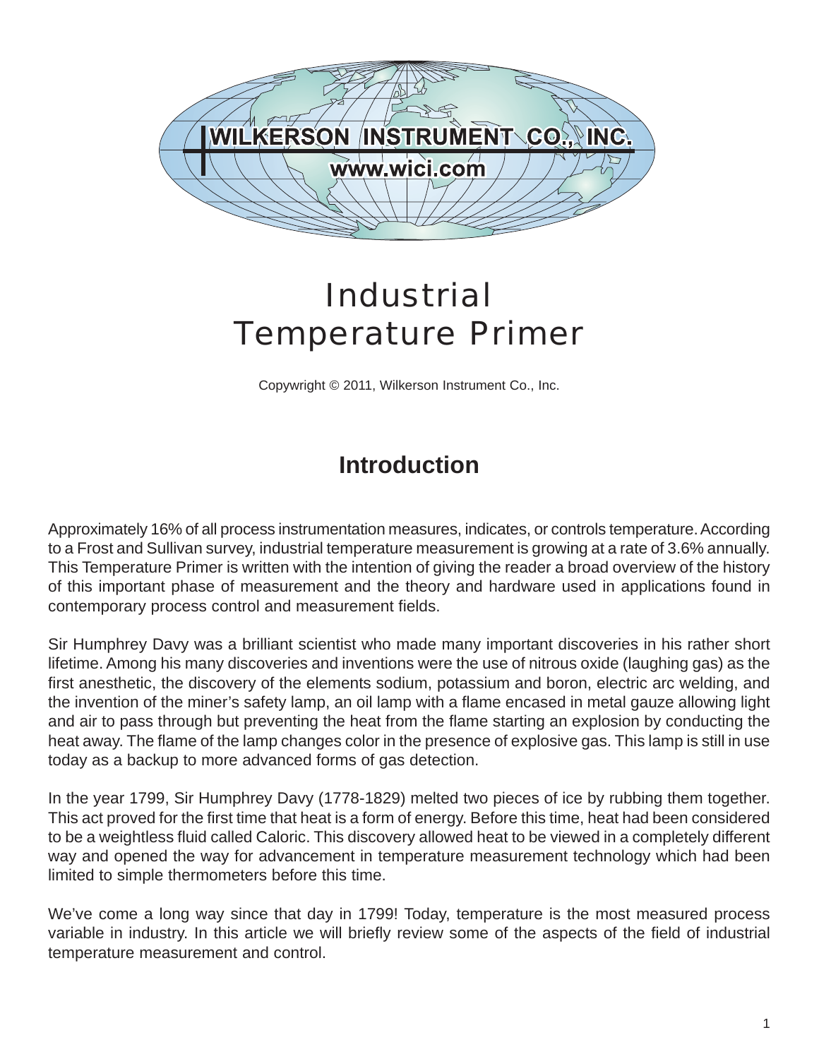WILKERSON INSTRUMENT CO., INC.

www.wici.com

# Industrial Temperature Primer

Copywright © 2011, Wilkerson Instrument Co., Inc.

## Introduction

Approximately 16% of all process instrumentation measures, indicates, or controls temperature. According to a Frost and Sullivan survey, industrial temperature measurement is growing at a rate of 3.6% annually. This Temperature Primer is written with the intention of giving the reader a broad overview of the history of this important phase of measurement and the theory and hardware used in applications found in contemporary process control and measurement fields.

Sir Humphrey Davy was a brilliant scientist who made many important discoveries in his rather short lifetime. Among his many discoveries and inventions were the use of nitrous oxide (laughing gas) as the first anesthetic, the discovery of the elements sodium, potassium and boron, electric arc welding, and the invention of the miner's safety lamp, an oil lamp with a flame encased in metal gauze allowing light and air to pass through but preventing the heat from the flame starting an explosion by conducting the heat away. The flame of the lamp changes color in the presence of explosive gas. This lamp is still in use today as a backup to more advanced forms of gas detection.

In the year 1799, Sir Humphrey Davy (1778-1829) melted two pieces of ice by rubbing them together. This act proved for the first time that heat is a form of energy. Before this time, heat had been considered to be a weightless fluid called Caloric. This discovery allowed heat to be viewed in a completely different way and opened the way for advancement in temperature measurement technology which had been limited to simple thermometers before this time.

We've come a long way since that day in 1799! Today, temperature is the most measured process variable in industry. In this article we will briefly review some of the aspects of the field of industrial temperature measurement and control.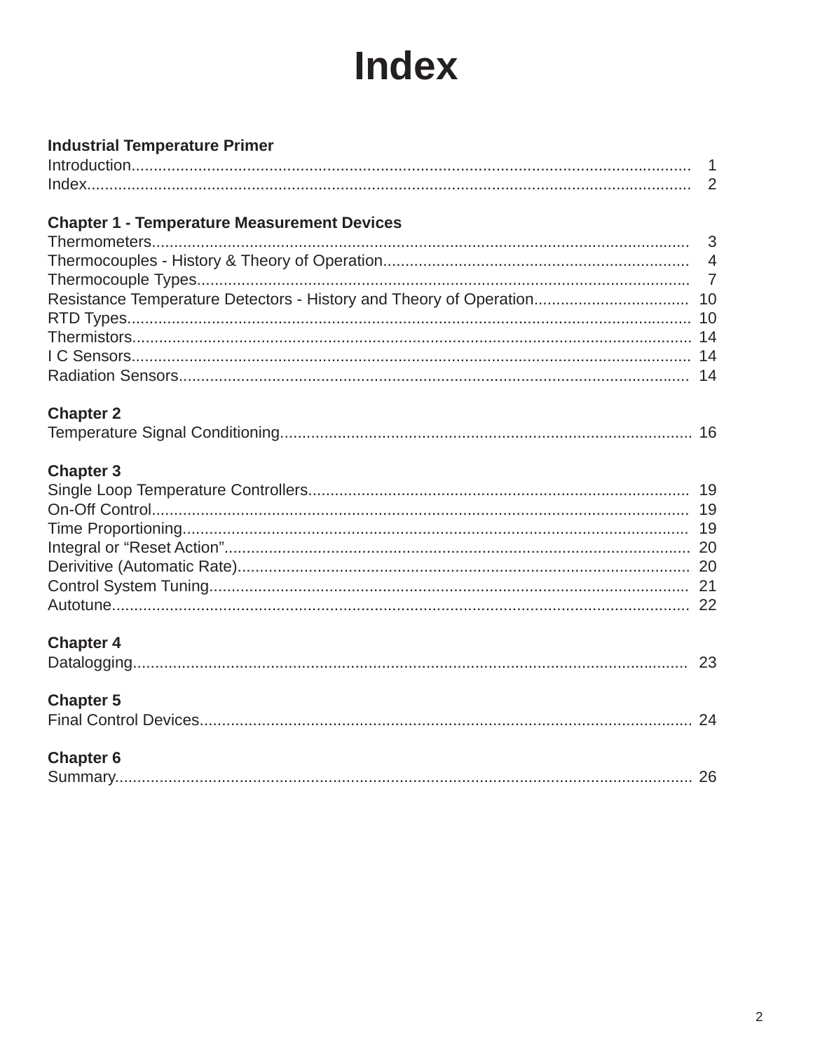# Index

**Industrial Temperature Primer**

Introduction............................................................................................................................ 1
Index....................................................................................................................................... 2

**Chapter 1 - Temperature Measurement Devices**

Thermometers........................................................................................................................ 3
Thermocouples - History & Theory of Operation.................................................................... 4
Thermocouple Types.............................................................................................................. 7
Resistance Temperature Detectors - History and Theory of Operation................................... 10
RTD Types............................................................................................................................. 10
Thermistors............................................................................................................................ 14
I C Sensors............................................................................................................................ 14
Radiation Sensors.................................................................................................................. 14

**Chapter 2**

Temperature Signal Conditioning........................................................................................... 16

**Chapter 3**

Single Loop Temperature Controllers..................................................................................... 19
On-Off Control........................................................................................................................ 19
Time Proportioning................................................................................................................. 19
Integral or “Reset Action”....................................................................................................... 20
Derivitive (Automatic Rate).................................................................................................... 20
Control System Tuning........................................................................................................... 21
Autotune................................................................................................................................. 22

**Chapter 4**

Datalogging............................................................................................................................ 23

**Chapter 5**

Final Control Devices............................................................................................................. 24

**Chapter 6**

Summary................................................................................................................................ 26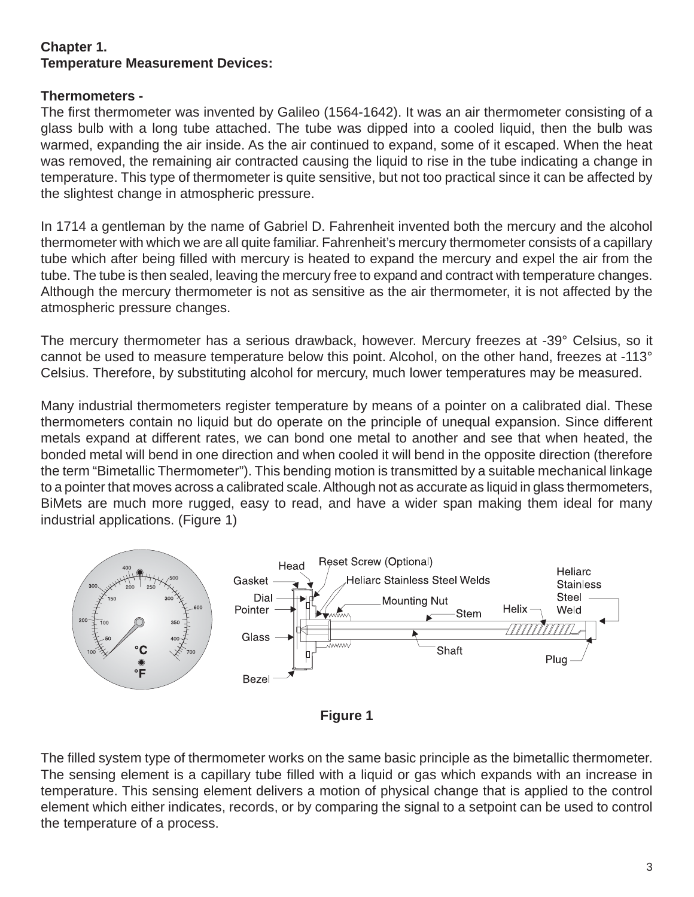**Chapter 1.**
**Temperature Measurement Devices:**

**Thermometers -**
The first thermometer was invented by Galileo (1564-1642). It was an air thermometer consisting of a glass bulb with a long tube attached. The tube was dipped into a cooled liquid, then the bulb was warmed, expanding the air inside. As the air continued to expand, some of it escaped. When the heat was removed, the remaining air contracted causing the liquid to rise in the tube indicating a change in temperature. This type of thermometer is quite sensitive, but not too practical since it can be affected by the slightest change in atmospheric pressure.

In 1714 a gentleman by the name of Gabriel D. Fahrenheit invented both the mercury and the alcohol thermometer with which we are all quite familiar. Fahrenheit's mercury thermometer consists of a capillary tube which after being filled with mercury is heated to expand the mercury and expel the air from the tube. The tube is then sealed, leaving the mercury free to expand and contract with temperature changes. Although the mercury thermometer is not as sensitive as the air thermometer, it is not affected by the atmospheric pressure changes.

The mercury thermometer has a serious drawback, however. Mercury freezes at -39° Celsius, so it cannot be used to measure temperature below this point. Alcohol, on the other hand, freezes at -113° Celsius. Therefore, by substituting alcohol for mercury, much lower temperatures may be measured.

Many industrial thermometers register temperature by means of a pointer on a calibrated dial. These thermometers contain no liquid but do operate on the principle of unequal expansion. Since different metals expand at different rates, we can bond one metal to another and see that when heated, the bonded metal will bend in one direction and when cooled it will bend in the opposite direction (therefore the term "Bimetallic Thermometer"). This bending motion is transmitted by a suitable mechanical linkage to a pointer that moves across a calibrated scale. Although not as accurate as liquid in glass thermometers, BiMets are much more rugged, easy to read, and have a wider span making them ideal for many industrial applications. (Figure 1)

**Figure 1**

The filled system type of thermometer works on the same basic principle as the bimetallic thermometer. The sensing element is a capillary tube filled with a liquid or gas which expands with an increase in temperature. This sensing element delivers a motion of physical change that is applied to the control element which either indicates, records, or by comparing the signal to a setpoint can be used to control the temperature of a process.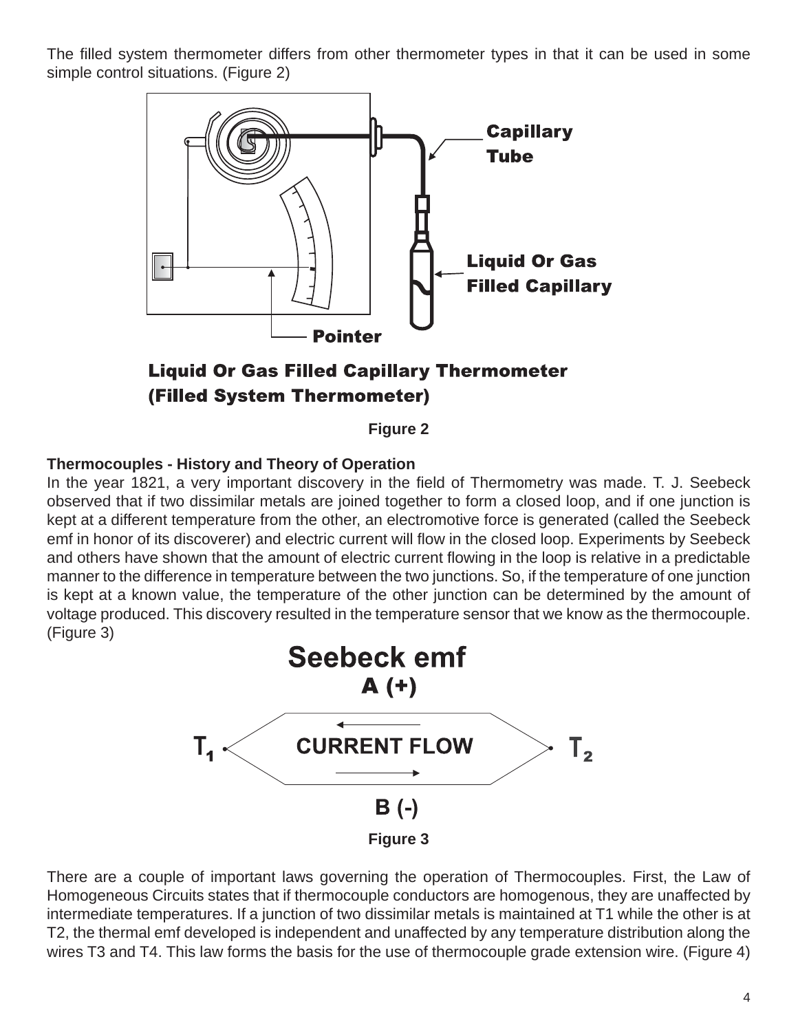The filled system thermometer differs from other thermometer types in that it can be used in some simple control situations. (Figure 2)

Capillary Tube

Liquid Or Gas Filled Capillary

Pointer

**Liquid Or Gas Filled Capillary Thermometer (Filled System Thermometer)**

**Figure 2**

**Thermocouples - History and Theory of Operation**

In the year 1821, a very important discovery in the field of Thermometry was made. T. J. Seebeck observed that if two dissimilar metals are joined together to form a closed loop, and if one junction is kept at a different temperature from the other, an electromotive force is generated (called the Seebeck emf in honor of its discoverer) and electric current will flow in the closed loop. Experiments by Seebeck and others have shown that the amount of electric current flowing in the loop is relative in a predictable manner to the difference in temperature between the two junctions. So, if the temperature of one junction is kept at a known value, the temperature of the other junction can be determined by the amount of voltage produced. This discovery resulted in the temperature sensor that we know as the thermocouple. (Figure 3)

**Seebeck emf**

A (+)

$T_1$ CURRENT FLOW $T_2$

B (-)

**Figure 3**

There are a couple of important laws governing the operation of Thermocouples. First, the Law of Homogeneous Circuits states that if thermocouple conductors are homogenous, they are unaffected by intermediate temperatures. If a junction of two dissimilar metals is maintained at T1 while the other is at T2, the thermal emf developed is independent and unaffected by any temperature distribution along the wires T3 and T4. This law forms the basis for the use of thermocouple grade extension wire. (Figure 4)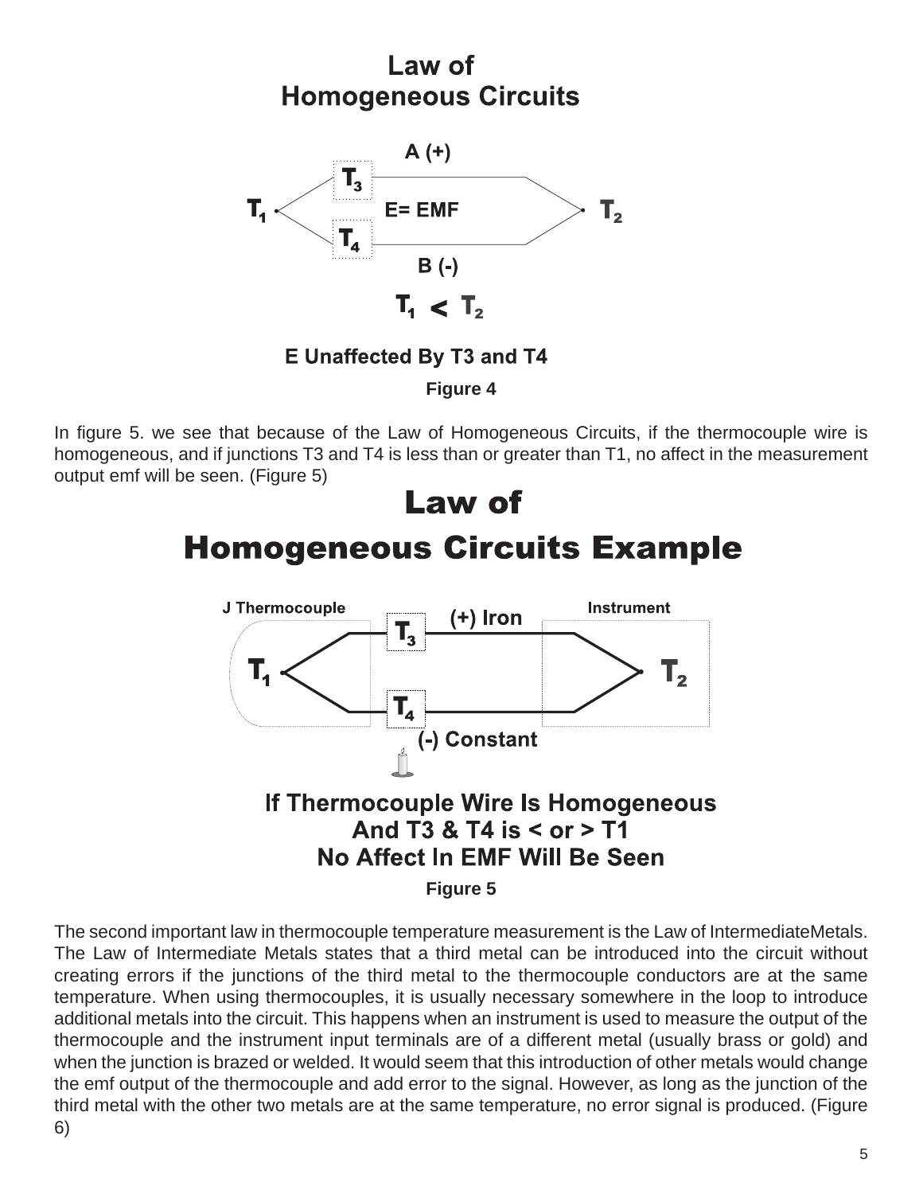## Law of Homogeneous Circuits

A (+)

$T_3$

$T_1$ E= EMF $T_2$

$T_4$

B (-)

$T_1 < T_2$

E Unaffected By T3 and T4

**Figure 4**

In figure 5. we see that because of the Law of Homogeneous Circuits, if the thermocouple wire is homogeneous, and if junctions T3 and T4 is less than or greater than T1, no affect in the measurement output emf will be seen. (Figure 5)

## Law of Homogeneous Circuits Example

J Thermocouple — Instrument

$T_3$ (+) Iron

$T_1$ $T_2$

$T_4$ (-) Constant

**If Thermocouple Wire Is Homogeneous And T3 & T4 is < or > T1 No Affect In EMF Will Be Seen**

**Figure 5**

The second important law in thermocouple temperature measurement is the Law of IntermediateMetals. The Law of Intermediate Metals states that a third metal can be introduced into the circuit without creating errors if the junctions of the third metal to the thermocouple conductors are at the same temperature. When using thermocouples, it is usually necessary somewhere in the loop to introduce additional metals into the circuit. This happens when an instrument is used to measure the output of the thermocouple and the instrument input terminals are of a different metal (usually brass or gold) and when the junction is brazed or welded. It would seem that this introduction of other metals would change the emf output of the thermocouple and add error to the signal. However, as long as the junction of the third metal with the other two metals are at the same temperature, no error signal is produced. (Figure 6)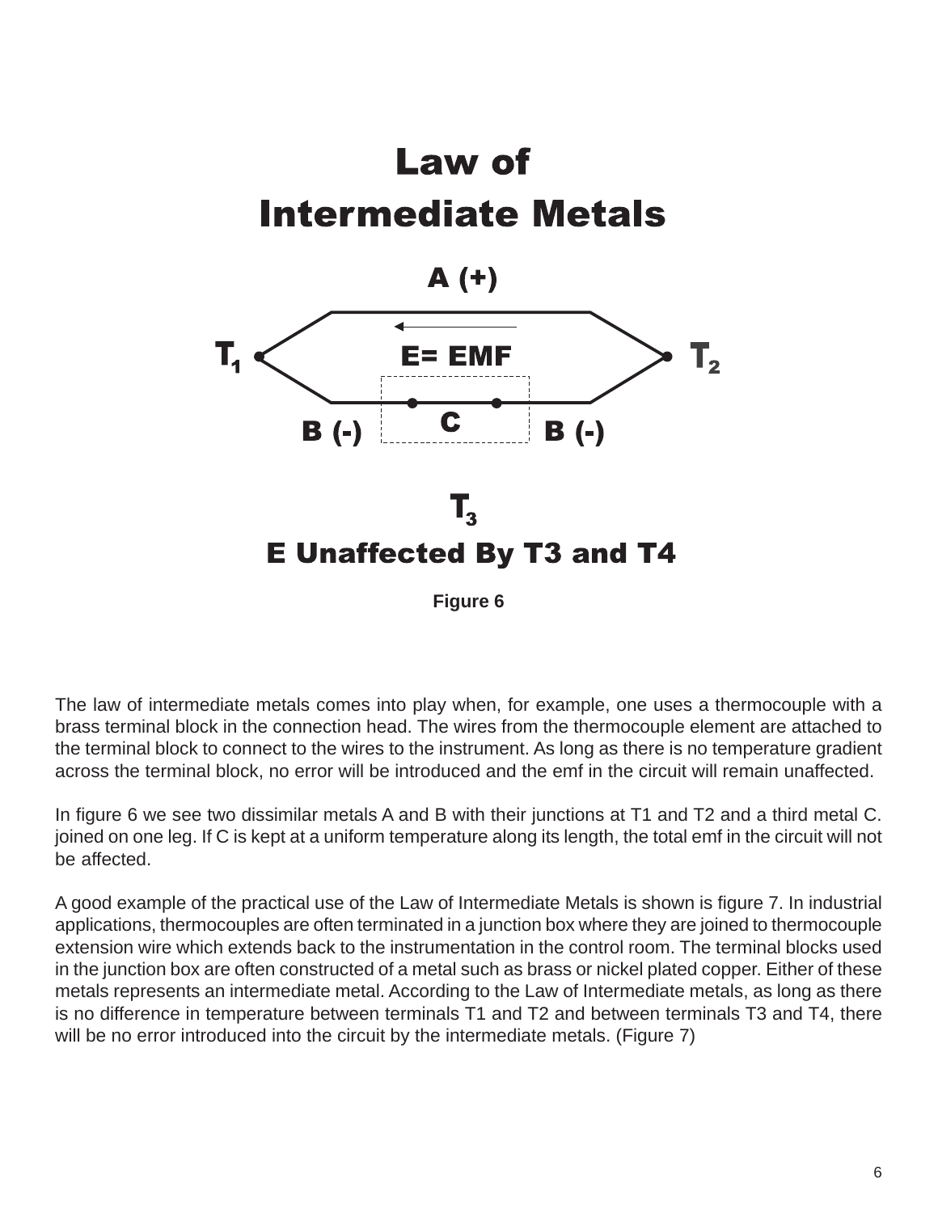# Law of Intermediate Metals

A (+)

$T_1$ E= EMF $T_2$

B (-) C B (-)

$T_3$

E Unaffected By T3 and T4

**Figure 6**

The law of intermediate metals comes into play when, for example, one uses a thermocouple with a brass terminal block in the connection head. The wires from the thermocouple element are attached to the terminal block to connect to the wires to the instrument. As long as there is no temperature gradient across the terminal block, no error will be introduced and the emf in the circuit will remain unaffected.

In figure 6 we see two dissimilar metals A and B with their junctions at T1 and T2 and a third metal C. joined on one leg. If C is kept at a uniform temperature along its length, the total emf in the circuit will not be affected.

A good example of the practical use of the Law of Intermediate Metals is shown is figure 7. In industrial applications, thermocouples are often terminated in a junction box where they are joined to thermocouple extension wire which extends back to the instrumentation in the control room. The terminal blocks used in the junction box are often constructed of a metal such as brass or nickel plated copper. Either of these metals represents an intermediate metal. According to the Law of Intermediate metals, as long as there is no difference in temperature between terminals T1 and T2 and between terminals T3 and T4, there will be no error introduced into the circuit by the intermediate metals. (Figure 7)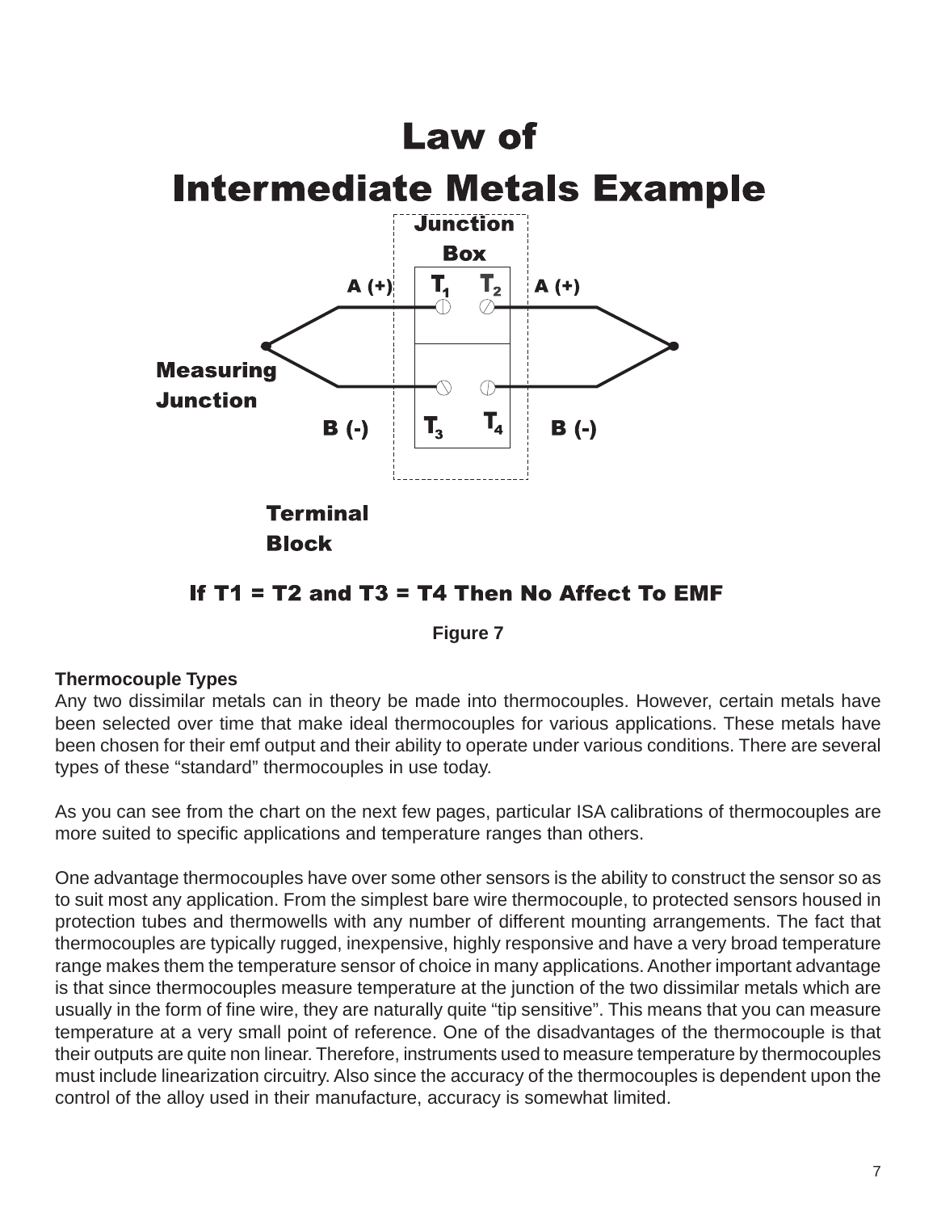## Law of Intermediate Metals Example

Junction Box

A (+) $T_1$ $T_2$ A (+)

Measuring Junction

B (-) $T_3$ $T_4$ B (-)

Terminal Block

**If T1 = T2 and T3 = T4 Then No Affect To EMF**

**Figure 7**

**Thermocouple Types**

Any two dissimilar metals can in theory be made into thermocouples. However, certain metals have been selected over time that make ideal thermocouples for various applications. These metals have been chosen for their emf output and their ability to operate under various conditions. There are several types of these “standard” thermocouples in use today.

As you can see from the chart on the next few pages, particular ISA calibrations of thermocouples are more suited to specific applications and temperature ranges than others.

One advantage thermocouples have over some other sensors is the ability to construct the sensor so as to suit most any application. From the simplest bare wire thermocouple, to protected sensors housed in protection tubes and thermowells with any number of different mounting arrangements. The fact that thermocouples are typically rugged, inexpensive, highly responsive and have a very broad temperature range makes them the temperature sensor of choice in many applications. Another important advantage is that since thermocouples measure temperature at the junction of the two dissimilar metals which are usually in the form of fine wire, they are naturally quite “tip sensitive”. This means that you can measure temperature at a very small point of reference. One of the disadvantages of the thermocouple is that their outputs are quite non linear. Therefore, instruments used to measure temperature by thermocouples must include linearization circuitry. Also since the accuracy of the thermocouples is dependent upon the control of the alloy used in their manufacture, accuracy is somewhat limited.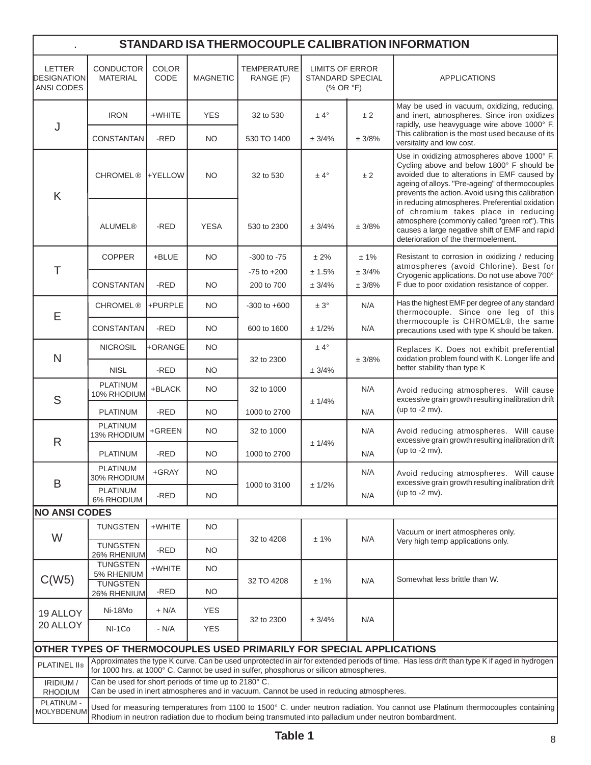## STANDARD ISA THERMOCOUPLE CALIBRATION INFORMATION

| LETTER DESIGNATION ANSI CODES | CONDUCTOR MATERIAL | COLOR CODE | MAGNETIC | TEMPERATURE RANGE (F) | LIMITS OF ERROR STANDARD (% OR °F) | SPECIAL | APPLICATIONS |
|---|---|---|---|---|---|---|---|
| J | IRON | +WHITE | YES | 32 to 530 | ± 4° | ± 2 | May be used in vacuum, oxidizing, reducing, and inert, atmospheres. Since iron oxidizes rapidly, use heavyguage wire above 1000° F. This calibration is the most used because of its versitality and low cost. |
| | CONSTANTAN | -RED | NO | 530 TO 1400 | ± 3/4% | ± 3/8% | |
| K | CHROMEL ® | +YELLOW | NO | 32 to 530 | ± 4° | ± 2 | Use in oxidizing atmospheres above 1000° F. Cycling above and below 1800° F should be avoided due to alterations in EMF caused by ageing of alloys. "Pre-ageing" of thermocouples prevents the action. Avoid using this calibration in reducing atmospheres. Preferential oxidation of chromium takes place in reducing atmosphere (commonly called "green rot"). This causes a large negative shift of EMF and rapid deterioration of the thermoelement. |
| | ALUMEL® | -RED | YESA | 530 to 2300 | ± 3/4% | ± 3/8% | |
| T | COPPER | +BLUE | NO | -300 to -75 | ± 2% | ± 1% | Resistant to corrosion in oxidizing / reducing atmospheres (avoid Chlorine). Best for Cryogenic applications. Do not use above 700° F due to poor oxidation resistance of copper. |
| | | | | -75 to +200 | ± 1.5% | ± 3/4% | |
| | CONSTANTAN | -RED | NO | 200 to 700 | ± 3/4% | ± 3/8% | |
| E | CHROMEL ® | +PURPLE | NO | -300 to +600 | ± 3° | N/A | Has the highest EMF per degree of any standard thermocouple. Since one leg of this thermocouple is CHROMEL®, the same precautions used with type K should be taken. |
| | CONSTANTAN | -RED | NO | 600 to 1600 | ± 1/2% | N/A | |
| N | NICROSIL | +ORANGE | NO | 32 to 2300 | ± 4° | ± 3/8% | Replaces K. Does not exhibit preferential oxidation problem found with K. Longer life and better stability than type K |
| | NISL | -RED | NO | | ± 3/4% | | |
| S | PLATINUM 10% RHODIUM | +BLACK | NO | 32 to 1000 | ± 1/4% | N/A | Avoid reducing atmospheres. Will cause excessive grain growth resulting inalibration drift (up to -2 mv). |
| | PLATINUM | -RED | NO | 1000 to 2700 | | N/A | |
| R | PLATINUM 13% RHODIUM | +GREEN | NO | 32 to 1000 | ± 1/4% | N/A | Avoid reducing atmospheres. Will cause excessive grain growth resulting inalibration drift (up to -2 mv). |
| | PLATINUM | -RED | NO | 1000 to 2700 | | N/A | |
| B | PLATINUM 30% RHODIUM | +GRAY | NO | 1000 to 3100 | ± 1/2% | N/A | Avoid reducing atmospheres. Will cause excessive grain growth resulting inalibration drift (up to -2 mv). |
| | PLATINUM 6% RHODIUM | -RED | NO | | | N/A | |
| **NO ANSI CODES** | | | | | | | |
| W | TUNGSTEN | +WHITE | NO | 32 to 4208 | ± 1% | N/A | Vacuum or inert atmospheres only. Very high temp applications only. |
| | TUNGSTEN 26% RHENIUM | -RED | NO | | | | |
| C(W5) | TUNGSTEN 5% RHENIUM | +WHITE | NO | 32 TO 4208 | ± 1% | N/A | Somewhat less brittle than W. |
| | TUNGSTEN 26% RHENIUM | -RED | NO | | | | |
| 19 ALLOY 20 ALLOY | Ni-18Mo | + N/A | YES | 32 to 2300 | ± 3/4% | N/A | |
| | NI-1Co | - N/A | YES | | | | |

**OTHER TYPES OF THERMOCOUPLES USED PRIMARILY FOR SPECIAL APPLICATIONS**

| Type | Description |
|---|---|
| PLATINEL II® | Approximates the type K curve. Can be used unprotected in air for extended periods of time. Has less drift than type K if aged in hydrogen for 1000 hrs. at 1000° C. Cannot be used in sulfer, phosphorus or silicon atmospheres. |
| IRIDIUM / RHODIUM | Can be used for short periods of time up to 2180° C. Can be used in inert atmospheres and in vacuum. Cannot be used in reducing atmospheres. |
| PLATINUM - MOLYBDENUM | Used for measuring temperatures from 1100 to 1500° C. under neutron radiation. You cannot use Platinum thermocouples containing Rhodium in neutron radiation due to rhodium being transmuted into palladium under neutron bombardment. |

**Table 1**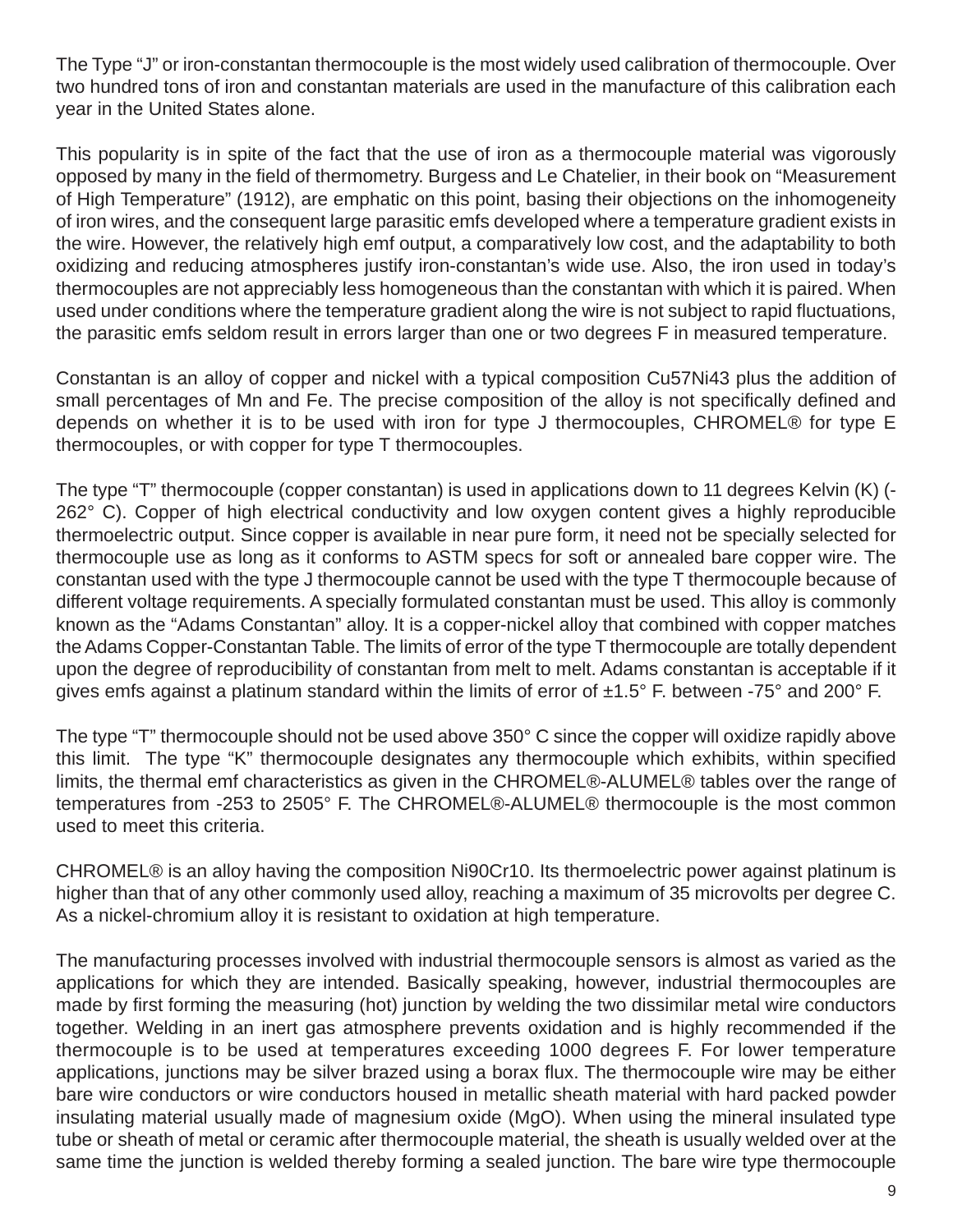The Type “J” or iron-constantan thermocouple is the most widely used calibration of thermocouple. Over two hundred tons of iron and constantan materials are used in the manufacture of this calibration each year in the United States alone.

This popularity is in spite of the fact that the use of iron as a thermocouple material was vigorously opposed by many in the field of thermometry. Burgess and Le Chatelier, in their book on “Measurement of High Temperature” (1912), are emphatic on this point, basing their objections on the inhomogeneity of iron wires, and the consequent large parasitic emfs developed where a temperature gradient exists in the wire. However, the relatively high emf output, a comparatively low cost, and the adaptability to both oxidizing and reducing atmospheres justify iron-constantan’s wide use. Also, the iron used in today’s thermocouples are not appreciably less homogeneous than the constantan with which it is paired. When used under conditions where the temperature gradient along the wire is not subject to rapid fluctuations, the parasitic emfs seldom result in errors larger than one or two degrees F in measured temperature.

Constantan is an alloy of copper and nickel with a typical composition Cu57Ni43 plus the addition of small percentages of Mn and Fe. The precise composition of the alloy is not specifically defined and depends on whether it is to be used with iron for type J thermocouples, CHROMEL® for type E thermocouples, or with copper for type T thermocouples.

The type “T” thermocouple (copper constantan) is used in applications down to 11 degrees Kelvin (K) (-262° C). Copper of high electrical conductivity and low oxygen content gives a highly reproducible thermoelectric output. Since copper is available in near pure form, it need not be specially selected for thermocouple use as long as it conforms to ASTM specs for soft or annealed bare copper wire. The constantan used with the type J thermocouple cannot be used with the type T thermocouple because of different voltage requirements. A specially formulated constantan must be used. This alloy is commonly known as the “Adams Constantan” alloy. It is a copper-nickel alloy that combined with copper matches the Adams Copper-Constantan Table. The limits of error of the type T thermocouple are totally dependent upon the degree of reproducibility of constantan from melt to melt. Adams constantan is acceptable if it gives emfs against a platinum standard within the limits of error of ±1.5° F. between -75° and 200° F.

The type “T” thermocouple should not be used above 350° C since the copper will oxidize rapidly above this limit. The type “K” thermocouple designates any thermocouple which exhibits, within specified limits, the thermal emf characteristics as given in the CHROMEL®-ALUMEL® tables over the range of temperatures from -253 to 2505° F. The CHROMEL®-ALUMEL® thermocouple is the most common used to meet this criteria.

CHROMEL® is an alloy having the composition Ni90Cr10. Its thermoelectric power against platinum is higher than that of any other commonly used alloy, reaching a maximum of 35 microvolts per degree C. As a nickel-chromium alloy it is resistant to oxidation at high temperature.

The manufacturing processes involved with industrial thermocouple sensors is almost as varied as the applications for which they are intended. Basically speaking, however, industrial thermocouples are made by first forming the measuring (hot) junction by welding the two dissimilar metal wire conductors together. Welding in an inert gas atmosphere prevents oxidation and is highly recommended if the thermocouple is to be used at temperatures exceeding 1000 degrees F. For lower temperature applications, junctions may be silver brazed using a borax flux. The thermocouple wire may be either bare wire conductors or wire conductors housed in metallic sheath material with hard packed powder insulating material usually made of magnesium oxide (MgO). When using the mineral insulated type tube or sheath of metal or ceramic after thermocouple material, the sheath is usually welded over at the same time the junction is welded thereby forming a sealed junction. The bare wire type thermocouple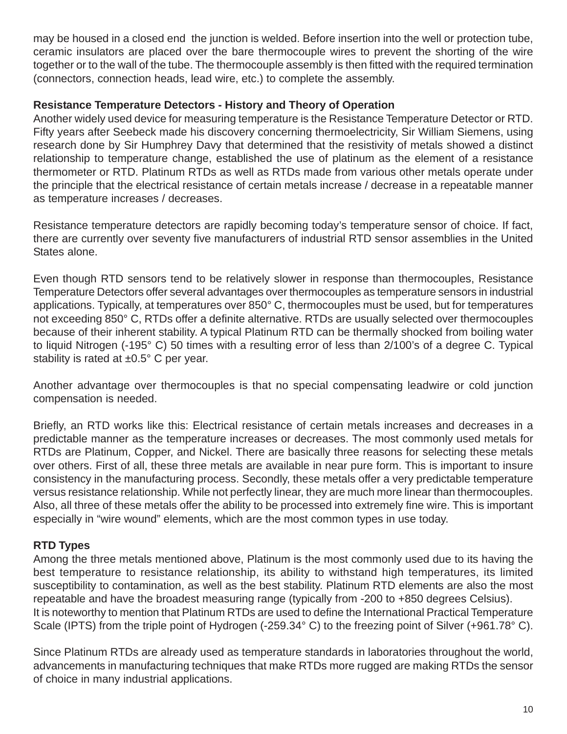may be housed in a closed end the junction is welded. Before insertion into the well or protection tube, ceramic insulators are placed over the bare thermocouple wires to prevent the shorting of the wire together or to the wall of the tube. The thermocouple assembly is then fitted with the required termination (connectors, connection heads, lead wire, etc.) to complete the assembly.

**Resistance Temperature Detectors - History and Theory of Operation**

Another widely used device for measuring temperature is the Resistance Temperature Detector or RTD. Fifty years after Seebeck made his discovery concerning thermoelectricity, Sir William Siemens, using research done by Sir Humphrey Davy that determined that the resistivity of metals showed a distinct relationship to temperature change, established the use of platinum as the element of a resistance thermometer or RTD. Platinum RTDs as well as RTDs made from various other metals operate under the principle that the electrical resistance of certain metals increase / decrease in a repeatable manner as temperature increases / decreases.

Resistance temperature detectors are rapidly becoming today's temperature sensor of choice. If fact, there are currently over seventy five manufacturers of industrial RTD sensor assemblies in the United States alone.

Even though RTD sensors tend to be relatively slower in response than thermocouples, Resistance Temperature Detectors offer several advantages over thermocouples as temperature sensors in industrial applications. Typically, at temperatures over 850° C, thermocouples must be used, but for temperatures not exceeding 850° C, RTDs offer a definite alternative. RTDs are usually selected over thermocouples because of their inherent stability. A typical Platinum RTD can be thermally shocked from boiling water to liquid Nitrogen (-195° C) 50 times with a resulting error of less than 2/100's of a degree C. Typical stability is rated at ±0.5° C per year.

Another advantage over thermocouples is that no special compensating leadwire or cold junction compensation is needed.

Briefly, an RTD works like this: Electrical resistance of certain metals increases and decreases in a predictable manner as the temperature increases or decreases. The most commonly used metals for RTDs are Platinum, Copper, and Nickel. There are basically three reasons for selecting these metals over others. First of all, these three metals are available in near pure form. This is important to insure consistency in the manufacturing process. Secondly, these metals offer a very predictable temperature versus resistance relationship. While not perfectly linear, they are much more linear than thermocouples. Also, all three of these metals offer the ability to be processed into extremely fine wire. This is important especially in "wire wound" elements, which are the most common types in use today.

**RTD Types**

Among the three metals mentioned above, Platinum is the most commonly used due to its having the best temperature to resistance relationship, its ability to withstand high temperatures, its limited susceptibility to contamination, as well as the best stability. Platinum RTD elements are also the most repeatable and have the broadest measuring range (typically from -200 to +850 degrees Celsius).
It is noteworthy to mention that Platinum RTDs are used to define the International Practical Temperature Scale (IPTS) from the triple point of Hydrogen (-259.34° C) to the freezing point of Silver (+961.78° C).

Since Platinum RTDs are already used as temperature standards in laboratories throughout the world, advancements in manufacturing techniques that make RTDs more rugged are making RTDs the sensor of choice in many industrial applications.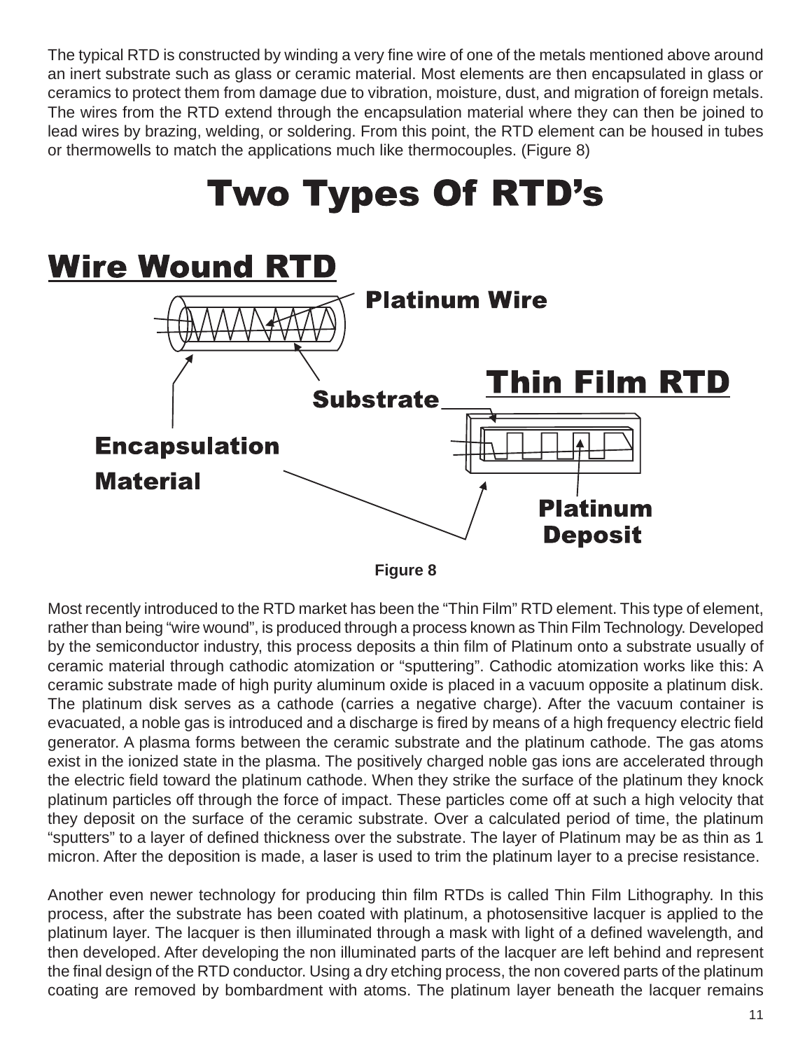The typical RTD is constructed by winding a very fine wire of one of the metals mentioned above around an inert substrate such as glass or ceramic material. Most elements are then encapsulated in glass or ceramics to protect them from damage due to vibration, moisture, dust, and migration of foreign metals. The wires from the RTD extend through the encapsulation material where they can then be joined to lead wires by brazing, welding, or soldering. From this point, the RTD element can be housed in tubes or thermowells to match the applications much like thermocouples. (Figure 8)

# Two Types Of RTD's

Wire Wound RTD

Platinum Wire

Substrate

Thin Film RTD

Encapsulation Material

Platinum Deposit

**Figure 8**

Most recently introduced to the RTD market has been the "Thin Film" RTD element. This type of element, rather than being "wire wound", is produced through a process known as Thin Film Technology. Developed by the semiconductor industry, this process deposits a thin film of Platinum onto a substrate usually of ceramic material through cathodic atomization or "sputtering". Cathodic atomization works like this: A ceramic substrate made of high purity aluminum oxide is placed in a vacuum opposite a platinum disk. The platinum disk serves as a cathode (carries a negative charge). After the vacuum container is evacuated, a noble gas is introduced and a discharge is fired by means of a high frequency electric field generator. A plasma forms between the ceramic substrate and the platinum cathode. The gas atoms exist in the ionized state in the plasma. The positively charged noble gas ions are accelerated through the electric field toward the platinum cathode. When they strike the surface of the platinum they knock platinum particles off through the force of impact. These particles come off at such a high velocity that they deposit on the surface of the ceramic substrate. Over a calculated period of time, the platinum "sputters" to a layer of defined thickness over the substrate. The layer of Platinum may be as thin as 1 micron. After the deposition is made, a laser is used to trim the platinum layer to a precise resistance.

Another even newer technology for producing thin film RTDs is called Thin Film Lithography. In this process, after the substrate has been coated with platinum, a photosensitive lacquer is applied to the platinum layer. The lacquer is then illuminated through a mask with light of a defined wavelength, and then developed. After developing the non illuminated parts of the lacquer are left behind and represent the final design of the RTD conductor. Using a dry etching process, the non covered parts of the platinum coating are removed by bombardment with atoms. The platinum layer beneath the lacquer remains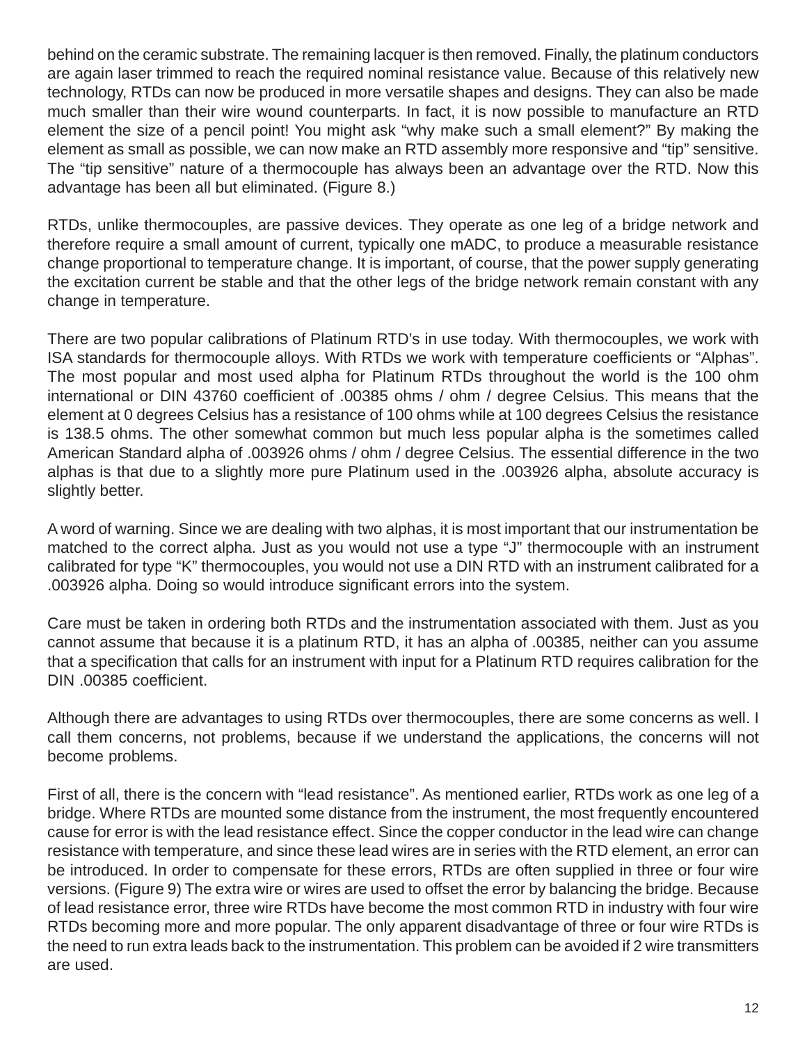behind on the ceramic substrate. The remaining lacquer is then removed. Finally, the platinum conductors are again laser trimmed to reach the required nominal resistance value. Because of this relatively new technology, RTDs can now be produced in more versatile shapes and designs. They can also be made much smaller than their wire wound counterparts. In fact, it is now possible to manufacture an RTD element the size of a pencil point! You might ask “why make such a small element?” By making the element as small as possible, we can now make an RTD assembly more responsive and “tip” sensitive. The “tip sensitive” nature of a thermocouple has always been an advantage over the RTD. Now this advantage has been all but eliminated. (Figure 8.)

RTDs, unlike thermocouples, are passive devices. They operate as one leg of a bridge network and therefore require a small amount of current, typically one mADC, to produce a measurable resistance change proportional to temperature change. It is important, of course, that the power supply generating the excitation current be stable and that the other legs of the bridge network remain constant with any change in temperature.

There are two popular calibrations of Platinum RTD’s in use today. With thermocouples, we work with ISA standards for thermocouple alloys. With RTDs we work with temperature coefficients or “Alphas”. The most popular and most used alpha for Platinum RTDs throughout the world is the 100 ohm international or DIN 43760 coefficient of .00385 ohms / ohm / degree Celsius. This means that the element at 0 degrees Celsius has a resistance of 100 ohms while at 100 degrees Celsius the resistance is 138.5 ohms. The other somewhat common but much less popular alpha is the sometimes called American Standard alpha of .003926 ohms / ohm / degree Celsius. The essential difference in the two alphas is that due to a slightly more pure Platinum used in the .003926 alpha, absolute accuracy is slightly better.

A word of warning. Since we are dealing with two alphas, it is most important that our instrumentation be matched to the correct alpha. Just as you would not use a type “J” thermocouple with an instrument calibrated for type “K” thermocouples, you would not use a DIN RTD with an instrument calibrated for a .003926 alpha. Doing so would introduce significant errors into the system.

Care must be taken in ordering both RTDs and the instrumentation associated with them. Just as you cannot assume that because it is a platinum RTD, it has an alpha of .00385, neither can you assume that a specification that calls for an instrument with input for a Platinum RTD requires calibration for the DIN .00385 coefficient.

Although there are advantages to using RTDs over thermocouples, there are some concerns as well. I call them concerns, not problems, because if we understand the applications, the concerns will not become problems.

First of all, there is the concern with “lead resistance”. As mentioned earlier, RTDs work as one leg of a bridge. Where RTDs are mounted some distance from the instrument, the most frequently encountered cause for error is with the lead resistance effect. Since the copper conductor in the lead wire can change resistance with temperature, and since these lead wires are in series with the RTD element, an error can be introduced. In order to compensate for these errors, RTDs are often supplied in three or four wire versions. (Figure 9) The extra wire or wires are used to offset the error by balancing the bridge. Because of lead resistance error, three wire RTDs have become the most common RTD in industry with four wire RTDs becoming more and more popular. The only apparent disadvantage of three or four wire RTDs is the need to run extra leads back to the instrumentation. This problem can be avoided if 2 wire transmitters are used.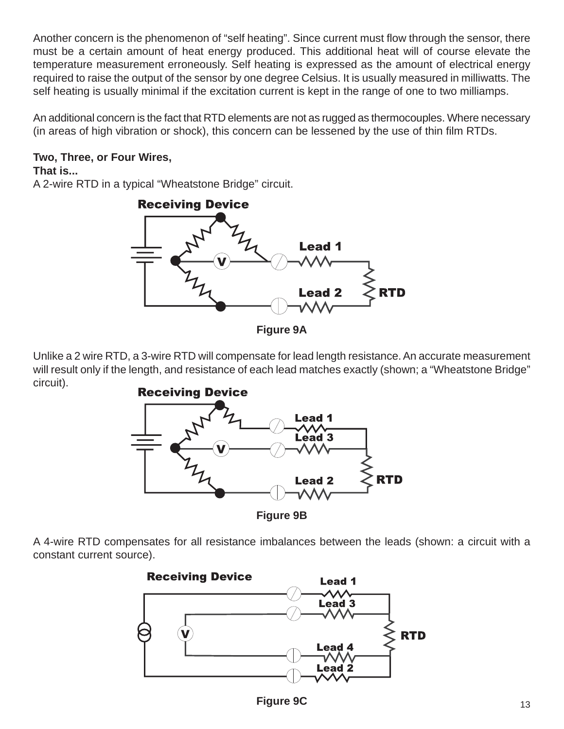Another concern is the phenomenon of "self heating". Since current must flow through the sensor, there must be a certain amount of heat energy produced. This additional heat will of course elevate the temperature measurement erroneously. Self heating is expressed as the amount of electrical energy required to raise the output of the sensor by one degree Celsius. It is usually measured in milliwatts. The self heating is usually minimal if the excitation current is kept in the range of one to two milliamps.

An additional concern is the fact that RTD elements are not as rugged as thermocouples. Where necessary (in areas of high vibration or shock), this concern can be lessened by the use of thin film RTDs.

**Two, Three, or Four Wires,**
**That is...**

A 2-wire RTD in a typical "Wheatstone Bridge" circuit.

Figure 9A

Unlike a 2 wire RTD, a 3-wire RTD will compensate for lead length resistance. An accurate measurement will result only if the length, and resistance of each lead matches exactly (shown; a "Wheatstone Bridge" circuit).

Figure 9B

A 4-wire RTD compensates for all resistance imbalances between the leads (shown: a circuit with a constant current source).

Figure 9C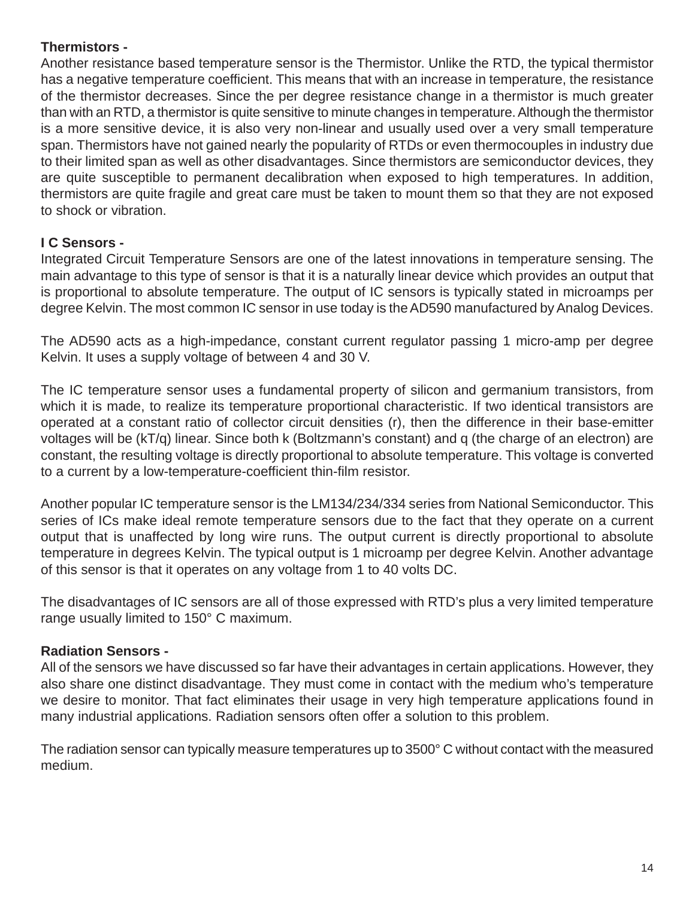**Thermistors -**
Another resistance based temperature sensor is the Thermistor. Unlike the RTD, the typical thermistor has a negative temperature coefficient. This means that with an increase in temperature, the resistance of the thermistor decreases. Since the per degree resistance change in a thermistor is much greater than with an RTD, a thermistor is quite sensitive to minute changes in temperature. Although the thermistor is a more sensitive device, it is also very non-linear and usually used over a very small temperature span. Thermistors have not gained nearly the popularity of RTDs or even thermocouples in industry due to their limited span as well as other disadvantages. Since thermistors are semiconductor devices, they are quite susceptible to permanent decalibration when exposed to high temperatures. In addition, thermistors are quite fragile and great care must be taken to mount them so that they are not exposed to shock or vibration.

**I C Sensors -**
Integrated Circuit Temperature Sensors are one of the latest innovations in temperature sensing. The main advantage to this type of sensor is that it is a naturally linear device which provides an output that is proportional to absolute temperature. The output of IC sensors is typically stated in microamps per degree Kelvin. The most common IC sensor in use today is the AD590 manufactured by Analog Devices.

The AD590 acts as a high-impedance, constant current regulator passing 1 micro-amp per degree Kelvin. It uses a supply voltage of between 4 and 30 V.

The IC temperature sensor uses a fundamental property of silicon and germanium transistors, from which it is made, to realize its temperature proportional characteristic. If two identical transistors are operated at a constant ratio of collector circuit densities (r), then the difference in their base-emitter voltages will be (kT/q) linear. Since both k (Boltzmann's constant) and q (the charge of an electron) are constant, the resulting voltage is directly proportional to absolute temperature. This voltage is converted to a current by a low-temperature-coefficient thin-film resistor.

Another popular IC temperature sensor is the LM134/234/334 series from National Semiconductor. This series of ICs make ideal remote temperature sensors due to the fact that they operate on a current output that is unaffected by long wire runs. The output current is directly proportional to absolute temperature in degrees Kelvin. The typical output is 1 microamp per degree Kelvin. Another advantage of this sensor is that it operates on any voltage from 1 to 40 volts DC.

The disadvantages of IC sensors are all of those expressed with RTD's plus a very limited temperature range usually limited to 150° C maximum.

**Radiation Sensors -**
All of the sensors we have discussed so far have their advantages in certain applications. However, they also share one distinct disadvantage. They must come in contact with the medium who's temperature we desire to monitor. That fact eliminates their usage in very high temperature applications found in many industrial applications. Radiation sensors often offer a solution to this problem.

The radiation sensor can typically measure temperatures up to 3500° C without contact with the measured medium.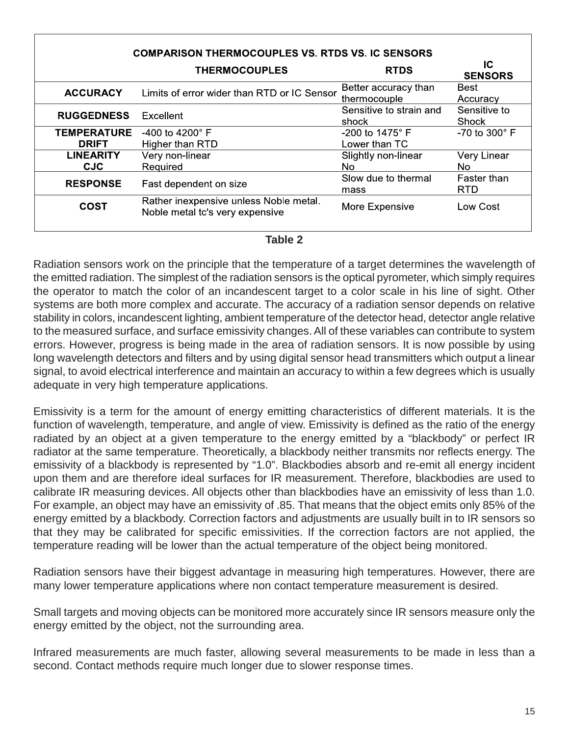| COMPARISON THERMOCOUPLES VS. RTDS VS. IC SENSORS | | | |
|---|---|---|---|
| | **THERMOCOUPLES** | **RTDS** | **IC SENSORS** |
| **ACCURACY** | Limits of error wider than RTD or IC Sensor | Better accuracy than thermocouple | Best Accuracy |
| **RUGGEDNESS** | Excellent | Sensitive to strain and shock | Sensitive to Shock |
| **TEMPERATURE DRIFT** | -400 to 4200° F Higher than RTD | -200 to 1475° F Lower than TC | -70 to 300° F |
| **LINEARITY CJC** | Very non-linear Required | Slightly non-linear No | Very Linear No |
| **RESPONSE** | Fast dependent on size | Slow due to thermal mass | Faster than RTD |
| **COST** | Rather inexpensive unless Noble metal. Noble metal tc's very expensive | More Expensive | Low Cost |

**Table 2**

Radiation sensors work on the principle that the temperature of a target determines the wavelength of the emitted radiation. The simplest of the radiation sensors is the optical pyrometer, which simply requires the operator to match the color of an incandescent target to a color scale in his line of sight. Other systems are both more complex and accurate. The accuracy of a radiation sensor depends on relative stability in colors, incandescent lighting, ambient temperature of the detector head, detector angle relative to the measured surface, and surface emissivity changes. All of these variables can contribute to system errors. However, progress is being made in the area of radiation sensors. It is now possible by using long wavelength detectors and filters and by using digital sensor head transmitters which output a linear signal, to avoid electrical interference and maintain an accuracy to within a few degrees which is usually adequate in very high temperature applications.

Emissivity is a term for the amount of energy emitting characteristics of different materials. It is the function of wavelength, temperature, and angle of view. Emissivity is defined as the ratio of the energy radiated by an object at a given temperature to the energy emitted by a "blackbody" or perfect IR radiator at the same temperature. Theoretically, a blackbody neither transmits nor reflects energy. The emissivity of a blackbody is represented by "1.0". Blackbodies absorb and re-emit all energy incident upon them and are therefore ideal surfaces for IR measurement. Therefore, blackbodies are used to calibrate IR measuring devices. All objects other than blackbodies have an emissivity of less than 1.0. For example, an object may have an emissivity of .85. That means that the object emits only 85% of the energy emitted by a blackbody. Correction factors and adjustments are usually built in to IR sensors so that they may be calibrated for specific emissivities. If the correction factors are not applied, the temperature reading will be lower than the actual temperature of the object being monitored.

Radiation sensors have their biggest advantage in measuring high temperatures. However, there are many lower temperature applications where non contact temperature measurement is desired.

Small targets and moving objects can be monitored more accurately since IR sensors measure only the energy emitted by the object, not the surrounding area.

Infrared measurements are much faster, allowing several measurements to be made in less than a second. Contact methods require much longer due to slower response times.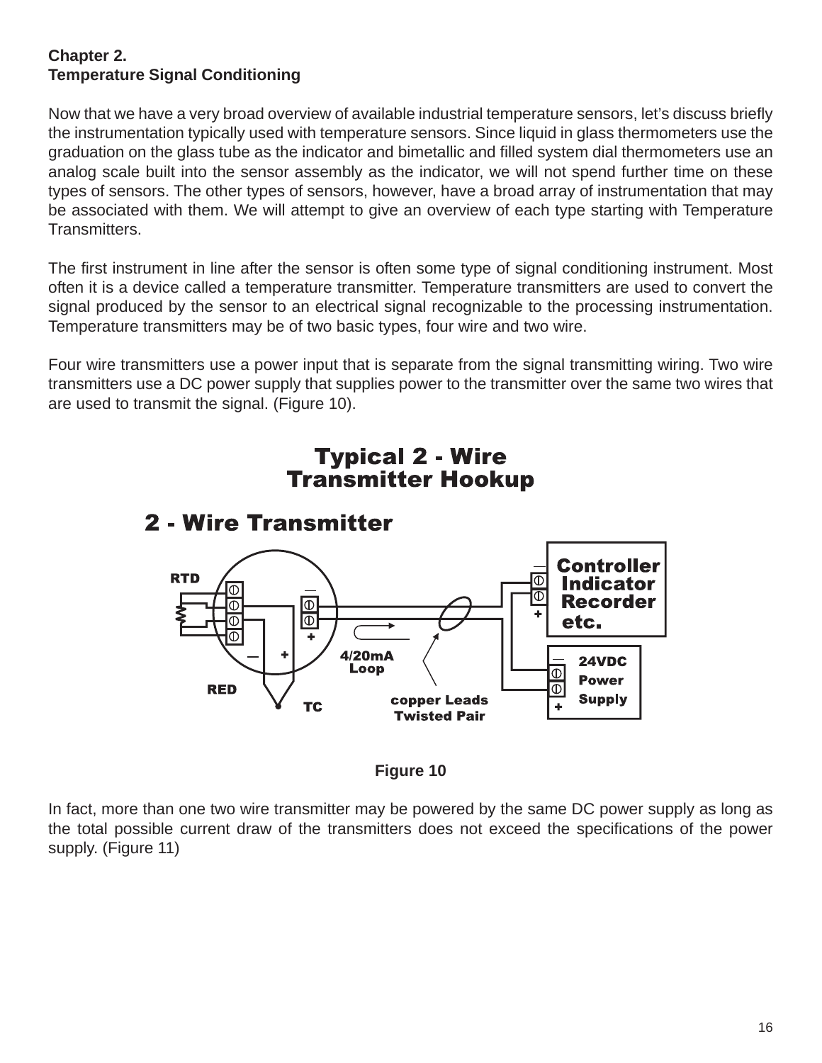**Chapter 2.**
**Temperature Signal Conditioning**

Now that we have a very broad overview of available industrial temperature sensors, let's discuss briefly the instrumentation typically used with temperature sensors. Since liquid in glass thermometers use the graduation on the glass tube as the indicator and bimetallic and filled system dial thermometers use an analog scale built into the sensor assembly as the indicator, we will not spend further time on these types of sensors. The other types of sensors, however, have a broad array of instrumentation that may be associated with them. We will attempt to give an overview of each type starting with Temperature Transmitters.

The first instrument in line after the sensor is often some type of signal conditioning instrument. Most often it is a device called a temperature transmitter. Temperature transmitters are used to convert the signal produced by the sensor to an electrical signal recognizable to the processing instrumentation. Temperature transmitters may be of two basic types, four wire and two wire.

Four wire transmitters use a power input that is separate from the signal transmitting wiring. Two wire transmitters use a DC power supply that supplies power to the transmitter over the same two wires that are used to transmit the signal. (Figure 10).

**Typical 2 - Wire Transmitter Hookup**

**2 - Wire Transmitter**

RTD — RED — TC — 4/20mA Loop — copper Leads Twisted Pair — Controller Indicator Recorder etc. — 24VDC Power Supply

**Figure 10**

In fact, more than one two wire transmitter may be powered by the same DC power supply as long as the total possible current draw of the transmitters does not exceed the specifications of the power supply. (Figure 11)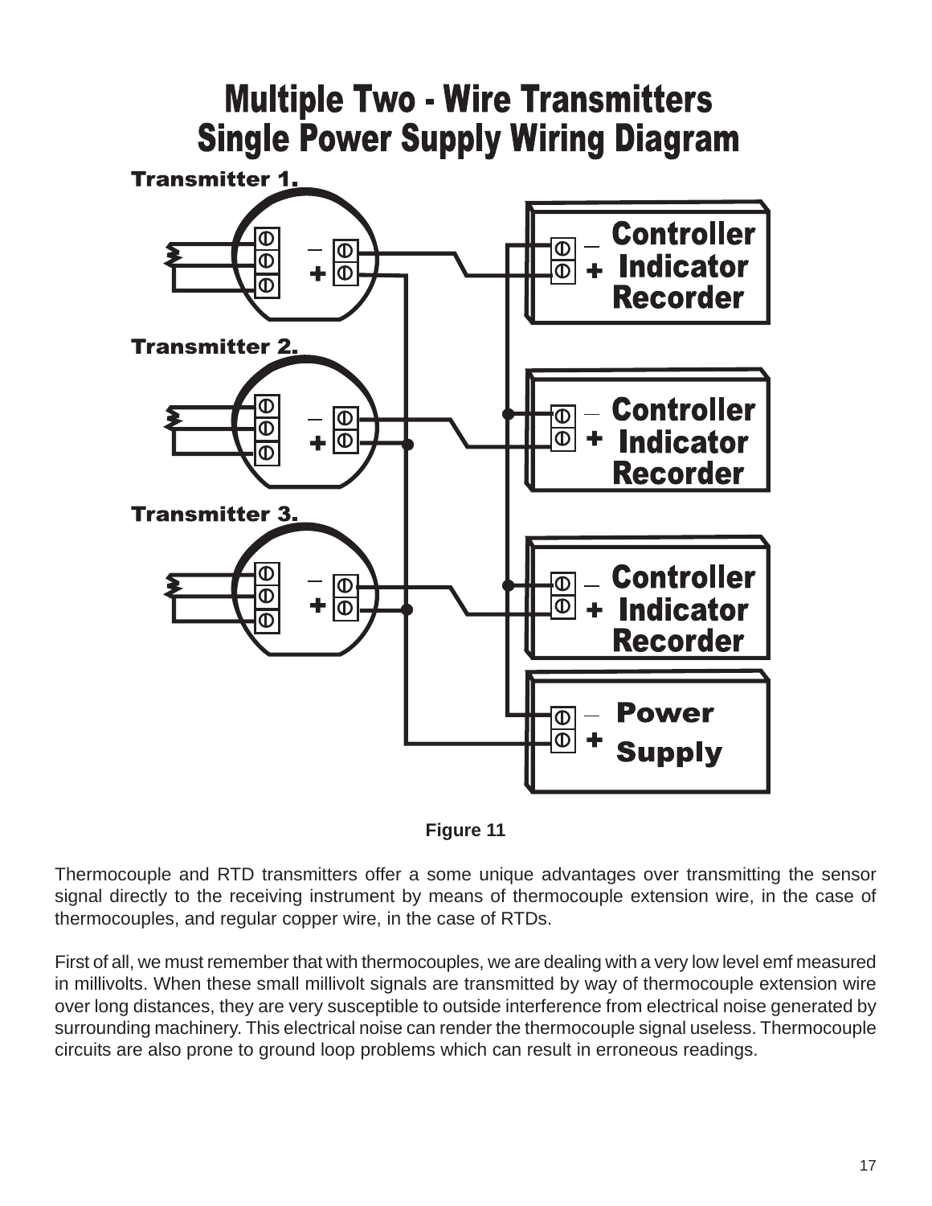# Multiple Two - Wire Transmitters Single Power Supply Wiring Diagram

Figure 11

Thermocouple and RTD transmitters offer a some unique advantages over transmitting the sensor signal directly to the receiving instrument by means of thermocouple extension wire, in the case of thermocouples, and regular copper wire, in the case of RTDs.

First of all, we must remember that with thermocouples, we are dealing with a very low level emf measured in millivolts. When these small millivolt signals are transmitted by way of thermocouple extension wire over long distances, they are very susceptible to outside interference from electrical noise generated by surrounding machinery. This electrical noise can render the thermocouple signal useless. Thermocouple circuits are also prone to ground loop problems which can result in erroneous readings.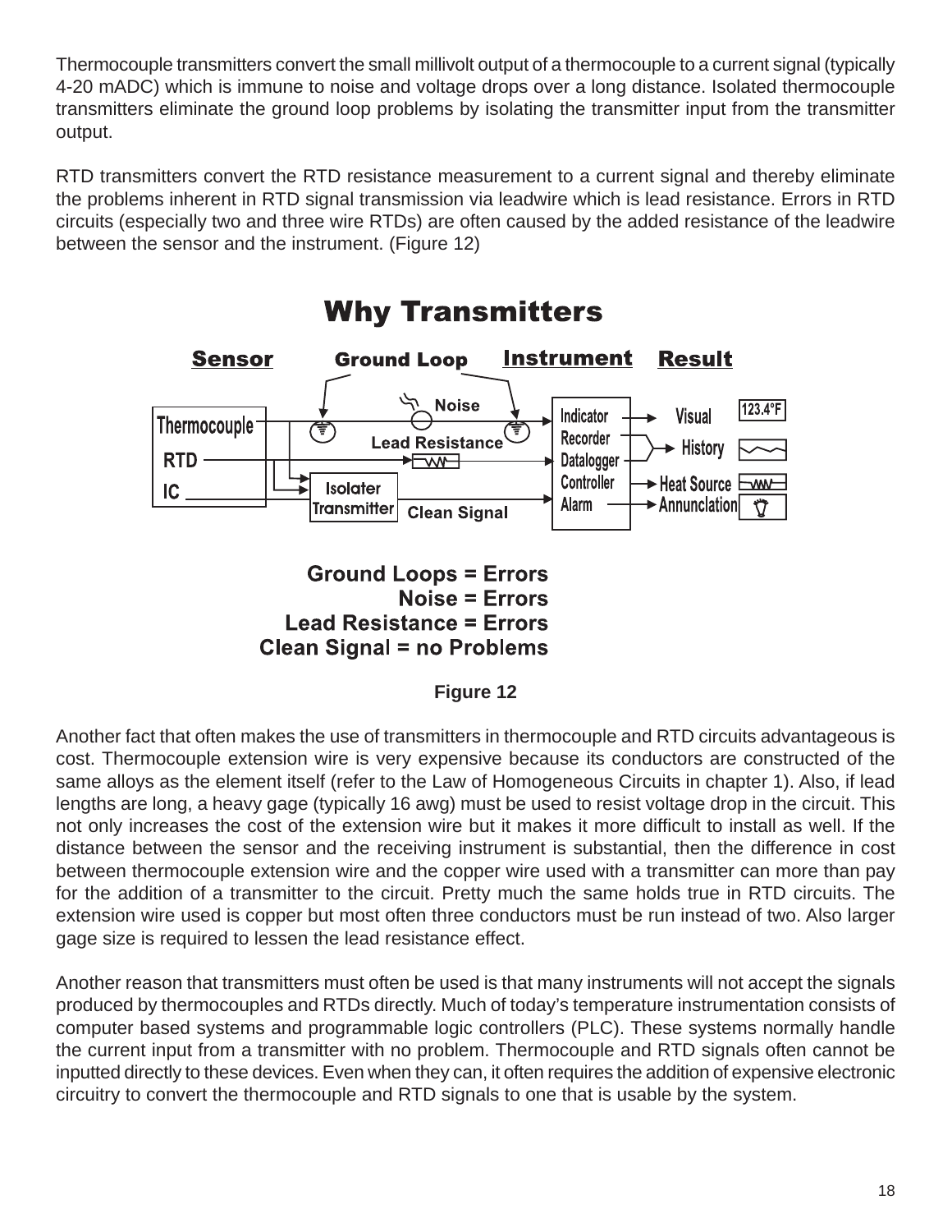Thermocouple transmitters convert the small millivolt output of a thermocouple to a current signal (typically 4-20 mADC) which is immune to noise and voltage drops over a long distance. Isolated thermocouple transmitters eliminate the ground loop problems by isolating the transmitter input from the transmitter output.

RTD transmitters convert the RTD resistance measurement to a current signal and thereby eliminate the problems inherent in RTD signal transmission via leadwire which is lead resistance. Errors in RTD circuits (especially two and three wire RTDs) are often caused by the added resistance of the leadwire between the sensor and the instrument. (Figure 12)

**Why Transmitters**

Sensor | Ground Loop | Instrument | Result

Thermocouple, RTD, IC — Noise — Lead Resistance — Isolater Transmitter — Clean Signal — Indicator, Recorder, Datalogger, Controller, Alarm — Visual (123.4°F), History, Heat Source, Annunclation

**Ground Loops = Errors**
**Noise = Errors**
**Lead Resistance = Errors**
**Clean Signal = no Problems**

**Figure 12**

Another fact that often makes the use of transmitters in thermocouple and RTD circuits advantageous is cost. Thermocouple extension wire is very expensive because its conductors are constructed of the same alloys as the element itself (refer to the Law of Homogeneous Circuits in chapter 1). Also, if lead lengths are long, a heavy gage (typically 16 awg) must be used to resist voltage drop in the circuit. This not only increases the cost of the extension wire but it makes it more difficult to install as well. If the distance between the sensor and the receiving instrument is substantial, then the difference in cost between thermocouple extension wire and the copper wire used with a transmitter can more than pay for the addition of a transmitter to the circuit. Pretty much the same holds true in RTD circuits. The extension wire used is copper but most often three conductors must be run instead of two. Also larger gage size is required to lessen the lead resistance effect.

Another reason that transmitters must often be used is that many instruments will not accept the signals produced by thermocouples and RTDs directly. Much of today's temperature instrumentation consists of computer based systems and programmable logic controllers (PLC). These systems normally handle the current input from a transmitter with no problem. Thermocouple and RTD signals often cannot be inputted directly to these devices. Even when they can, it often requires the addition of expensive electronic circuitry to convert the thermocouple and RTD signals to one that is usable by the system.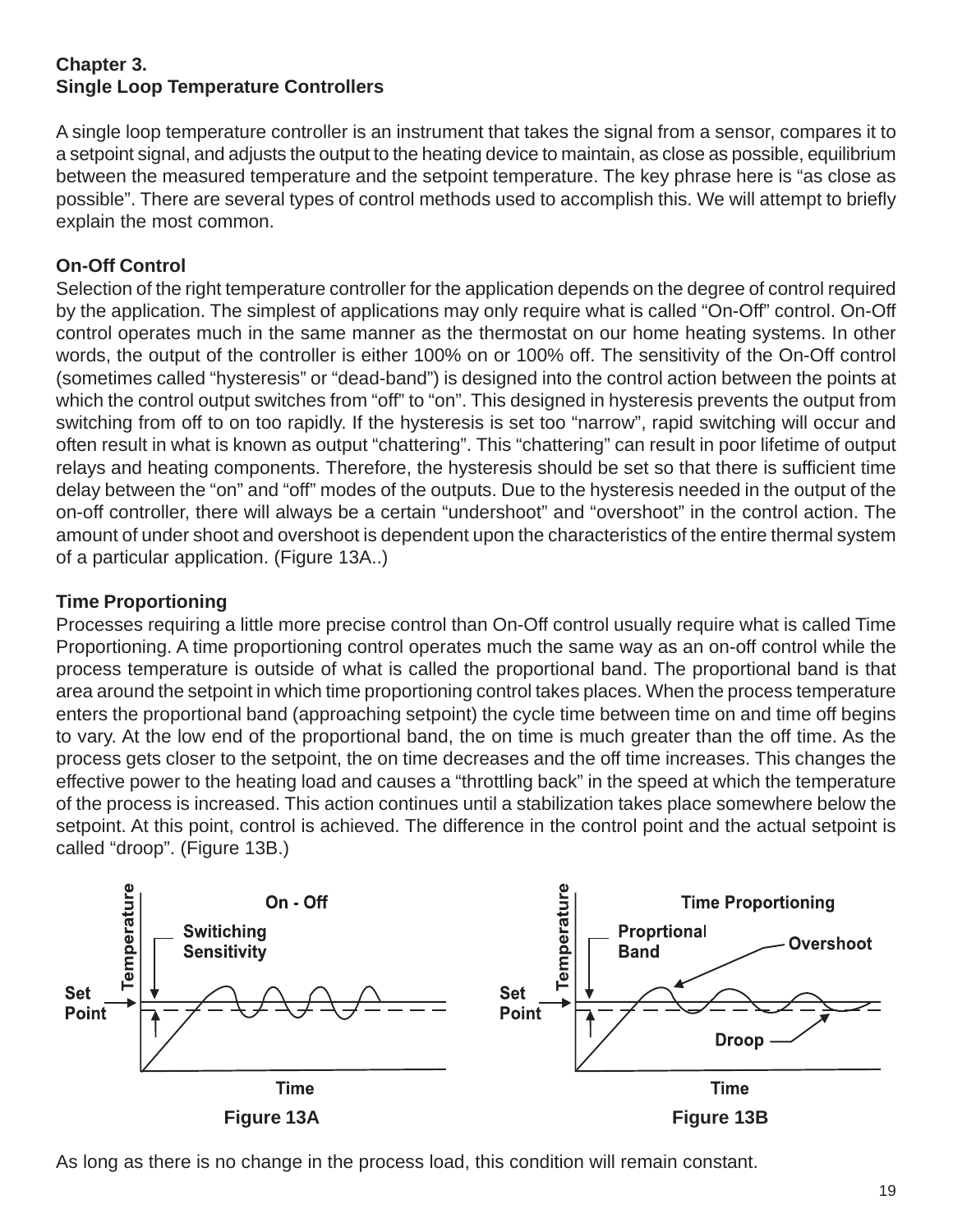## Chapter 3.
## Single Loop Temperature Controllers

A single loop temperature controller is an instrument that takes the signal from a sensor, compares it to a setpoint signal, and adjusts the output to the heating device to maintain, as close as possible, equilibrium between the measured temperature and the setpoint temperature. The key phrase here is "as close as possible". There are several types of control methods used to accomplish this. We will attempt to briefly explain the most common.

### On-Off Control

Selection of the right temperature controller for the application depends on the degree of control required by the application. The simplest of applications may only require what is called "On-Off" control. On-Off control operates much in the same manner as the thermostat on our home heating systems. In other words, the output of the controller is either 100% on or 100% off. The sensitivity of the On-Off control (sometimes called "hysteresis" or "dead-band") is designed into the control action between the points at which the control output switches from "off" to "on". This designed in hysteresis prevents the output from switching from off to on too rapidly. If the hysteresis is set too "narrow", rapid switching will occur and often result in what is known as output "chattering". This "chattering" can result in poor lifetime of output relays and heating components. Therefore, the hysteresis should be set so that there is sufficient time delay between the "on" and "off" modes of the outputs. Due to the hysteresis needed in the output of the on-off controller, there will always be a certain "undershoot" and "overshoot" in the control action. The amount of under shoot and overshoot is dependent upon the characteristics of the entire thermal system of a particular application. (Figure 13A..)

### Time Proportioning

Processes requiring a little more precise control than On-Off control usually require what is called Time Proportioning. A time proportioning control operates much the same way as an on-off control while the process temperature is outside of what is called the proportional band. The proportional band is that area around the setpoint in which time proportioning control takes places. When the process temperature enters the proportional band (approaching setpoint) the cycle time between time on and time off begins to vary. At the low end of the proportional band, the on time is much greater than the off time. As the process gets closer to the setpoint, the on time decreases and the off time increases. This changes the effective power to the heating load and causes a "throttling back" in the speed at which the temperature of the process is increased. This action continues until a stabilization takes place somewhere below the setpoint. At this point, control is achieved. The difference in the control point and the actual setpoint is called "droop". (Figure 13B.)

Figure 13A

Figure 13B

As long as there is no change in the process load, this condition will remain constant.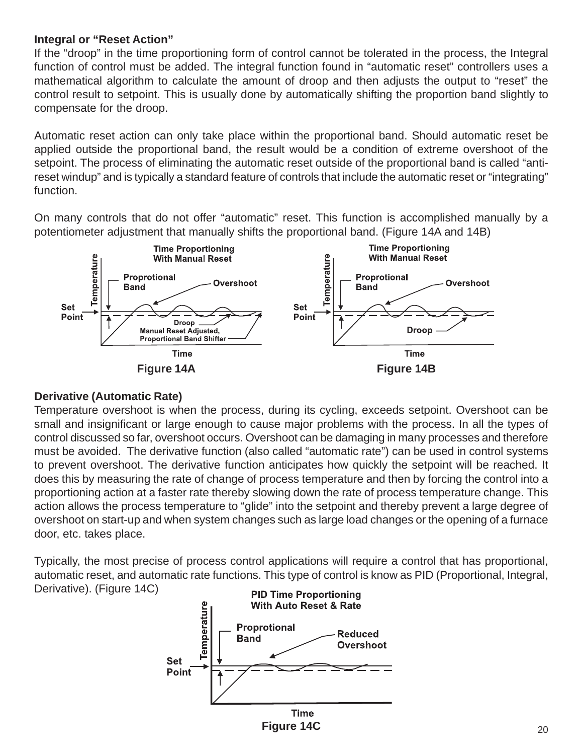**Integral or "Reset Action"**

If the "droop" in the time proportioning form of control cannot be tolerated in the process, the Integral function of control must be added. The integral function found in "automatic reset" controllers uses a mathematical algorithm to calculate the amount of droop and then adjusts the output to "reset" the control result to setpoint. This is usually done by automatically shifting the proportion band slightly to compensate for the droop.

Automatic reset action can only take place within the proportional band. Should automatic reset be applied outside the proportional band, the result would be a condition of extreme overshoot of the setpoint. The process of eliminating the automatic reset outside of the proportional band is called "anti-reset windup" and is typically a standard feature of controls that include the automatic reset or "integrating" function.

On many controls that do not offer "automatic" reset. This function is accomplished manually by a potentiometer adjustment that manually shifts the proportional band. (Figure 14A and 14B)

Time Proportioning With Manual Reset

Temperature, Set Point, Proprotional Band, Overshoot, Droop, Manual Reset Adjusted, Proportional Band Shifter, Time

**Figure 14A**

Time Proportioning With Manual Reset

Temperature, Set Point, Proprotional Band, Overshoot, Droop, Time

**Figure 14B**

**Derivative (Automatic Rate)**

Temperature overshoot is when the process, during its cycling, exceeds setpoint. Overshoot can be small and insignificant or large enough to cause major problems with the process. In all the types of control discussed so far, overshoot occurs. Overshoot can be damaging in many processes and therefore must be avoided. The derivative function (also called "automatic rate") can be used in control systems to prevent overshoot. The derivative function anticipates how quickly the setpoint will be reached. It does this by measuring the rate of change of process temperature and then by forcing the control into a proportioning action at a faster rate thereby slowing down the rate of process temperature change. This action allows the process temperature to "glide" into the setpoint and thereby prevent a large degree of overshoot on start-up and when system changes such as large load changes or the opening of a furnace door, etc. takes place.

Typically, the most precise of process control applications will require a control that has proportional, automatic reset, and automatic rate functions. This type of control is know as PID (Proportional, Integral, Derivative). (Figure 14C)

PID Time Proportioning With Auto Reset & Rate

Temperature, Set Point, Proprotional Band, Reduced Overshoot, Time

**Figure 14C**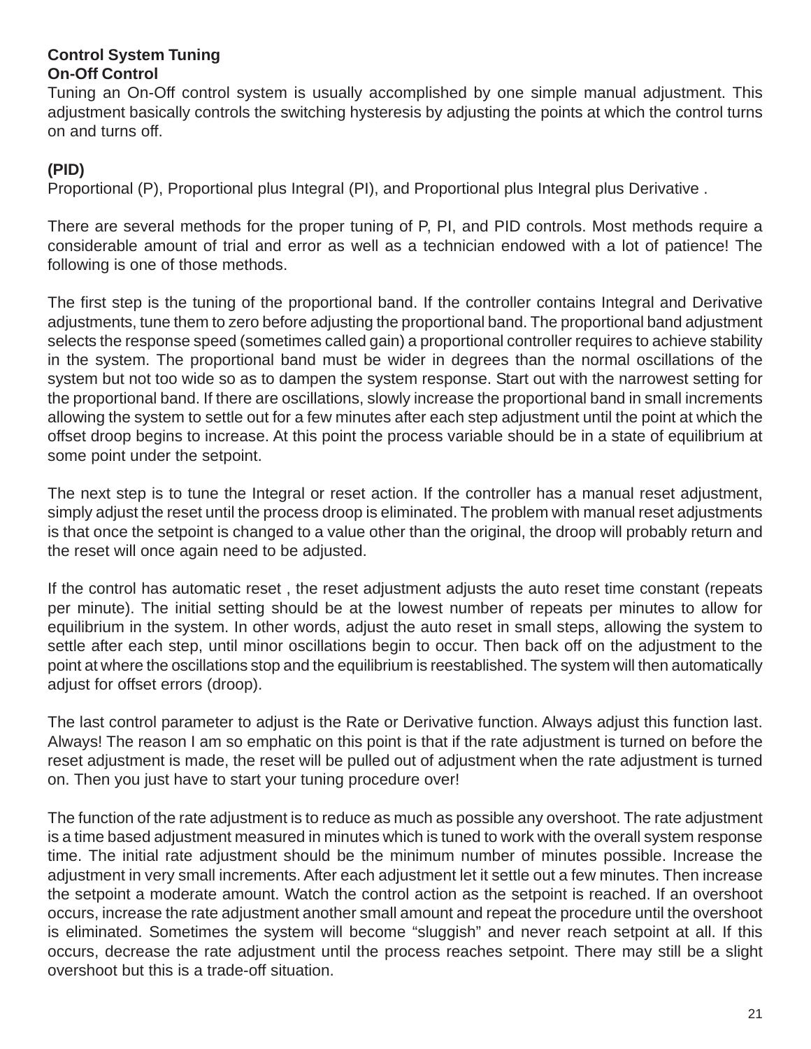## Control System Tuning

### On-Off Control

Tuning an On-Off control system is usually accomplished by one simple manual adjustment. This adjustment basically controls the switching hysteresis by adjusting the points at which the control turns on and turns off.

### (PID)

Proportional (P), Proportional plus Integral (PI), and Proportional plus Integral plus Derivative .

There are several methods for the proper tuning of P, PI, and PID controls. Most methods require a considerable amount of trial and error as well as a technician endowed with a lot of patience! The following is one of those methods.

The first step is the tuning of the proportional band. If the controller contains Integral and Derivative adjustments, tune them to zero before adjusting the proportional band. The proportional band adjustment selects the response speed (sometimes called gain) a proportional controller requires to achieve stability in the system. The proportional band must be wider in degrees than the normal oscillations of the system but not too wide so as to dampen the system response. Start out with the narrowest setting for the proportional band. If there are oscillations, slowly increase the proportional band in small increments allowing the system to settle out for a few minutes after each step adjustment until the point at which the offset droop begins to increase. At this point the process variable should be in a state of equilibrium at some point under the setpoint.

The next step is to tune the Integral or reset action. If the controller has a manual reset adjustment, simply adjust the reset until the process droop is eliminated. The problem with manual reset adjustments is that once the setpoint is changed to a value other than the original, the droop will probably return and the reset will once again need to be adjusted.

If the control has automatic reset , the reset adjustment adjusts the auto reset time constant (repeats per minute). The initial setting should be at the lowest number of repeats per minutes to allow for equilibrium in the system. In other words, adjust the auto reset in small steps, allowing the system to settle after each step, until minor oscillations begin to occur. Then back off on the adjustment to the point at where the oscillations stop and the equilibrium is reestablished. The system will then automatically adjust for offset errors (droop).

The last control parameter to adjust is the Rate or Derivative function. Always adjust this function last. Always! The reason I am so emphatic on this point is that if the rate adjustment is turned on before the reset adjustment is made, the reset will be pulled out of adjustment when the rate adjustment is turned on. Then you just have to start your tuning procedure over!

The function of the rate adjustment is to reduce as much as possible any overshoot. The rate adjustment is a time based adjustment measured in minutes which is tuned to work with the overall system response time. The initial rate adjustment should be the minimum number of minutes possible. Increase the adjustment in very small increments. After each adjustment let it settle out a few minutes. Then increase the setpoint a moderate amount. Watch the control action as the setpoint is reached. If an overshoot occurs, increase the rate adjustment another small amount and repeat the procedure until the overshoot is eliminated. Sometimes the system will become "sluggish" and never reach setpoint at all. If this occurs, decrease the rate adjustment until the process reaches setpoint. There may still be a slight overshoot but this is a trade-off situation.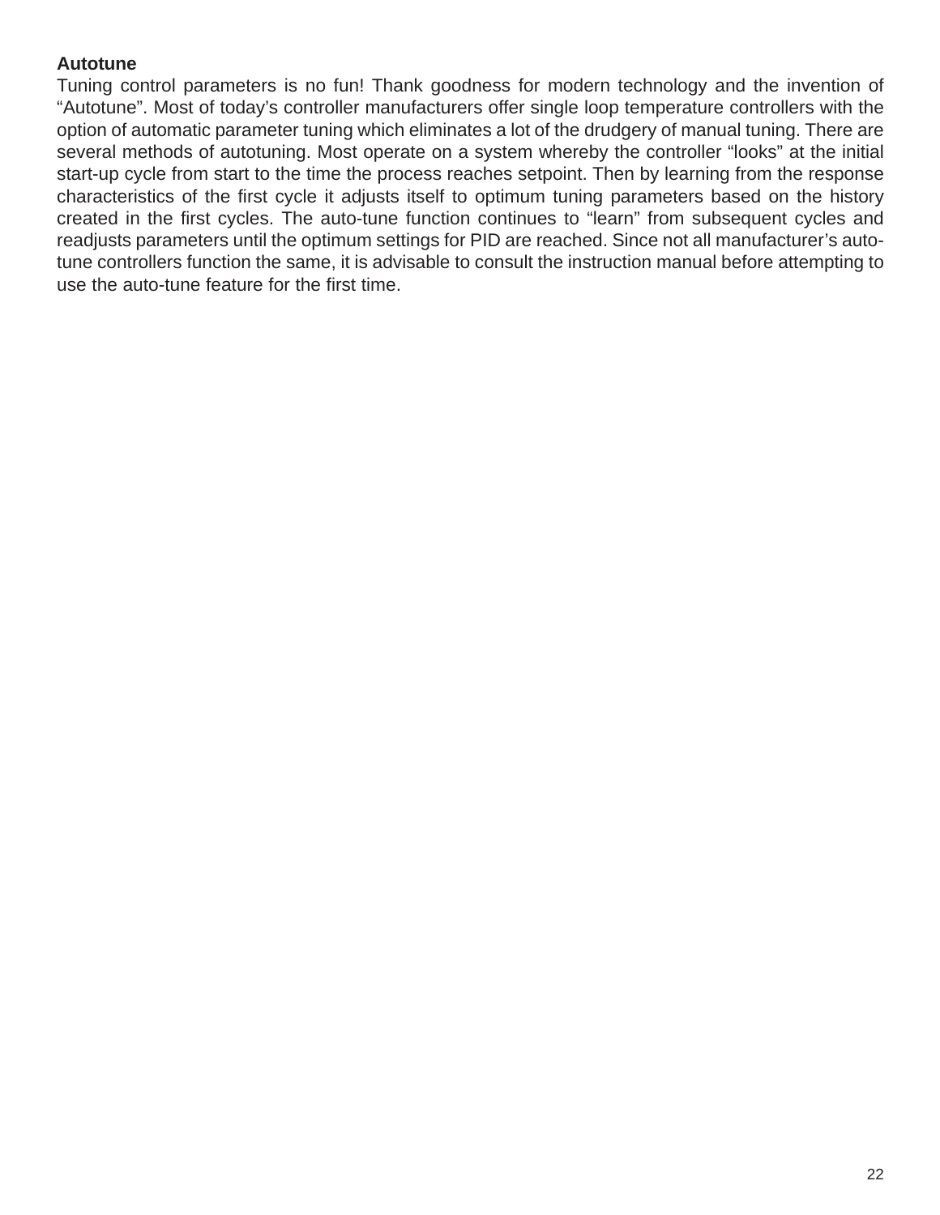**Autotune**

Tuning control parameters is no fun! Thank goodness for modern technology and the invention of "Autotune". Most of today's controller manufacturers offer single loop temperature controllers with the option of automatic parameter tuning which eliminates a lot of the drudgery of manual tuning. There are several methods of autotuning. Most operate on a system whereby the controller "looks" at the initial start-up cycle from start to the time the process reaches setpoint. Then by learning from the response characteristics of the first cycle it adjusts itself to optimum tuning parameters based on the history created in the first cycles. The auto-tune function continues to "learn" from subsequent cycles and readjusts parameters until the optimum settings for PID are reached. Since not all manufacturer's auto-tune controllers function the same, it is advisable to consult the instruction manual before attempting to use the auto-tune feature for the first time.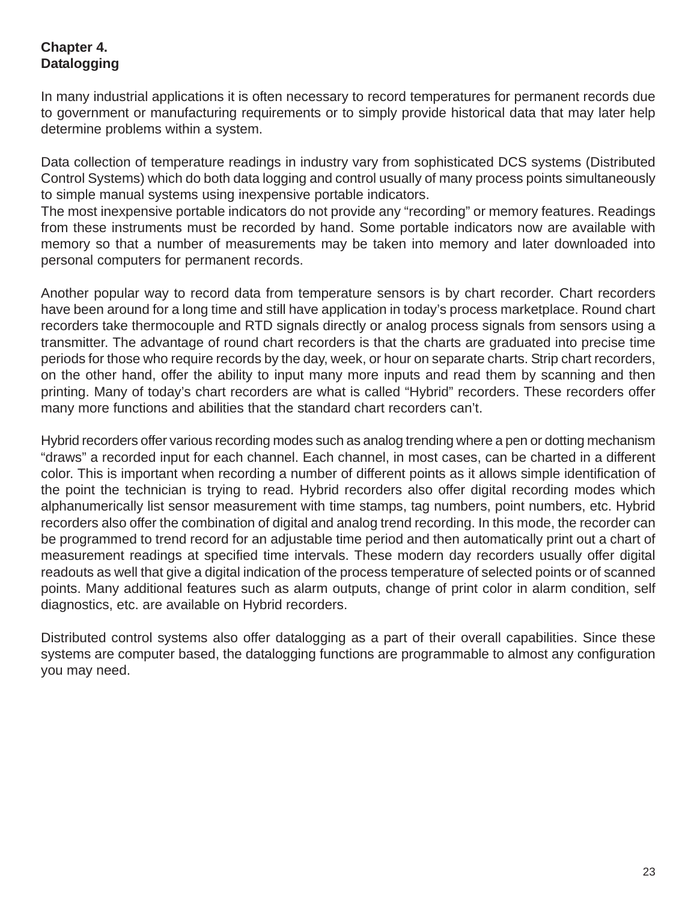## Chapter 4.
## Datalogging

In many industrial applications it is often necessary to record temperatures for permanent records due to government or manufacturing requirements or to simply provide historical data that may later help determine problems within a system.

Data collection of temperature readings in industry vary from sophisticated DCS systems (Distributed Control Systems) which do both data logging and control usually of many process points simultaneously to simple manual systems using inexpensive portable indicators.

The most inexpensive portable indicators do not provide any “recording” or memory features. Readings from these instruments must be recorded by hand. Some portable indicators now are available with memory so that a number of measurements may be taken into memory and later downloaded into personal computers for permanent records.

Another popular way to record data from temperature sensors is by chart recorder. Chart recorders have been around for a long time and still have application in today’s process marketplace. Round chart recorders take thermocouple and RTD signals directly or analog process signals from sensors using a transmitter. The advantage of round chart recorders is that the charts are graduated into precise time periods for those who require records by the day, week, or hour on separate charts. Strip chart recorders, on the other hand, offer the ability to input many more inputs and read them by scanning and then printing. Many of today’s chart recorders are what is called “Hybrid” recorders. These recorders offer many more functions and abilities that the standard chart recorders can’t.

Hybrid recorders offer various recording modes such as analog trending where a pen or dotting mechanism “draws” a recorded input for each channel. Each channel, in most cases, can be charted in a different color. This is important when recording a number of different points as it allows simple identification of the point the technician is trying to read. Hybrid recorders also offer digital recording modes which alphanumerically list sensor measurement with time stamps, tag numbers, point numbers, etc. Hybrid recorders also offer the combination of digital and analog trend recording. In this mode, the recorder can be programmed to trend record for an adjustable time period and then automatically print out a chart of measurement readings at specified time intervals. These modern day recorders usually offer digital readouts as well that give a digital indication of the process temperature of selected points or of scanned points. Many additional features such as alarm outputs, change of print color in alarm condition, self diagnostics, etc. are available on Hybrid recorders.

Distributed control systems also offer datalogging as a part of their overall capabilities. Since these systems are computer based, the datalogging functions are programmable to almost any configuration you may need.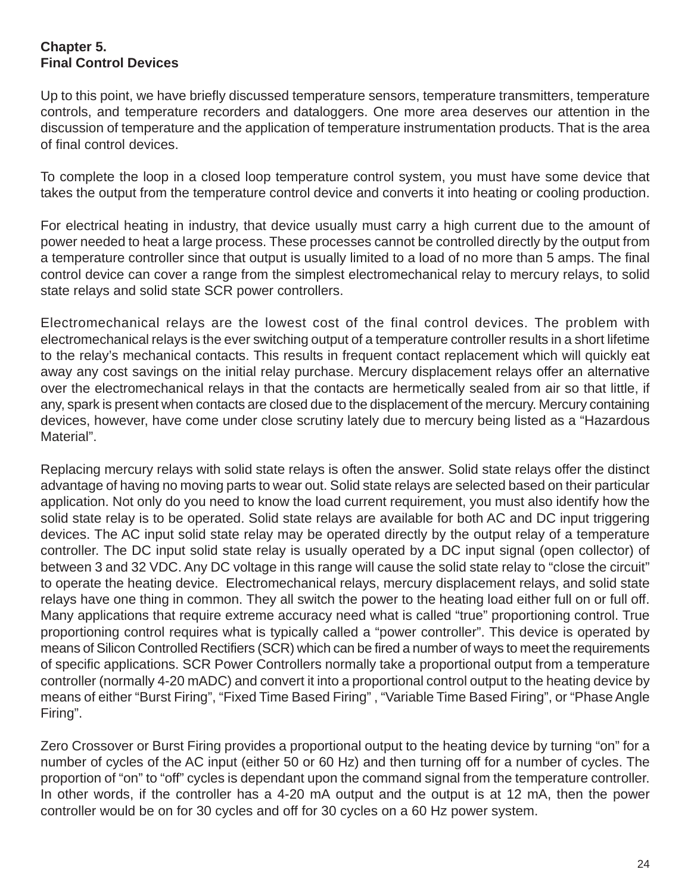## Chapter 5.
## Final Control Devices

Up to this point, we have briefly discussed temperature sensors, temperature transmitters, temperature controls, and temperature recorders and dataloggers. One more area deserves our attention in the discussion of temperature and the application of temperature instrumentation products. That is the area of final control devices.

To complete the loop in a closed loop temperature control system, you must have some device that takes the output from the temperature control device and converts it into heating or cooling production.

For electrical heating in industry, that device usually must carry a high current due to the amount of power needed to heat a large process. These processes cannot be controlled directly by the output from a temperature controller since that output is usually limited to a load of no more than 5 amps. The final control device can cover a range from the simplest electromechanical relay to mercury relays, to solid state relays and solid state SCR power controllers.

Electromechanical relays are the lowest cost of the final control devices. The problem with electromechanical relays is the ever switching output of a temperature controller results in a short lifetime to the relay's mechanical contacts. This results in frequent contact replacement which will quickly eat away any cost savings on the initial relay purchase. Mercury displacement relays offer an alternative over the electromechanical relays in that the contacts are hermetically sealed from air so that little, if any, spark is present when contacts are closed due to the displacement of the mercury. Mercury containing devices, however, have come under close scrutiny lately due to mercury being listed as a "Hazardous Material".

Replacing mercury relays with solid state relays is often the answer. Solid state relays offer the distinct advantage of having no moving parts to wear out. Solid state relays are selected based on their particular application. Not only do you need to know the load current requirement, you must also identify how the solid state relay is to be operated. Solid state relays are available for both AC and DC input triggering devices. The AC input solid state relay may be operated directly by the output relay of a temperature controller. The DC input solid state relay is usually operated by a DC input signal (open collector) of between 3 and 32 VDC. Any DC voltage in this range will cause the solid state relay to "close the circuit" to operate the heating device. Electromechanical relays, mercury displacement relays, and solid state relays have one thing in common. They all switch the power to the heating load either full on or full off. Many applications that require extreme accuracy need what is called "true" proportioning control. True proportioning control requires what is typically called a "power controller". This device is operated by means of Silicon Controlled Rectifiers (SCR) which can be fired a number of ways to meet the requirements of specific applications. SCR Power Controllers normally take a proportional output from a temperature controller (normally 4-20 mADC) and convert it into a proportional control output to the heating device by means of either "Burst Firing", "Fixed Time Based Firing" , "Variable Time Based Firing", or "Phase Angle Firing".

Zero Crossover or Burst Firing provides a proportional output to the heating device by turning "on" for a number of cycles of the AC input (either 50 or 60 Hz) and then turning off for a number of cycles. The proportion of "on" to "off" cycles is dependant upon the command signal from the temperature controller. In other words, if the controller has a 4-20 mA output and the output is at 12 mA, then the power controller would be on for 30 cycles and off for 30 cycles on a 60 Hz power system.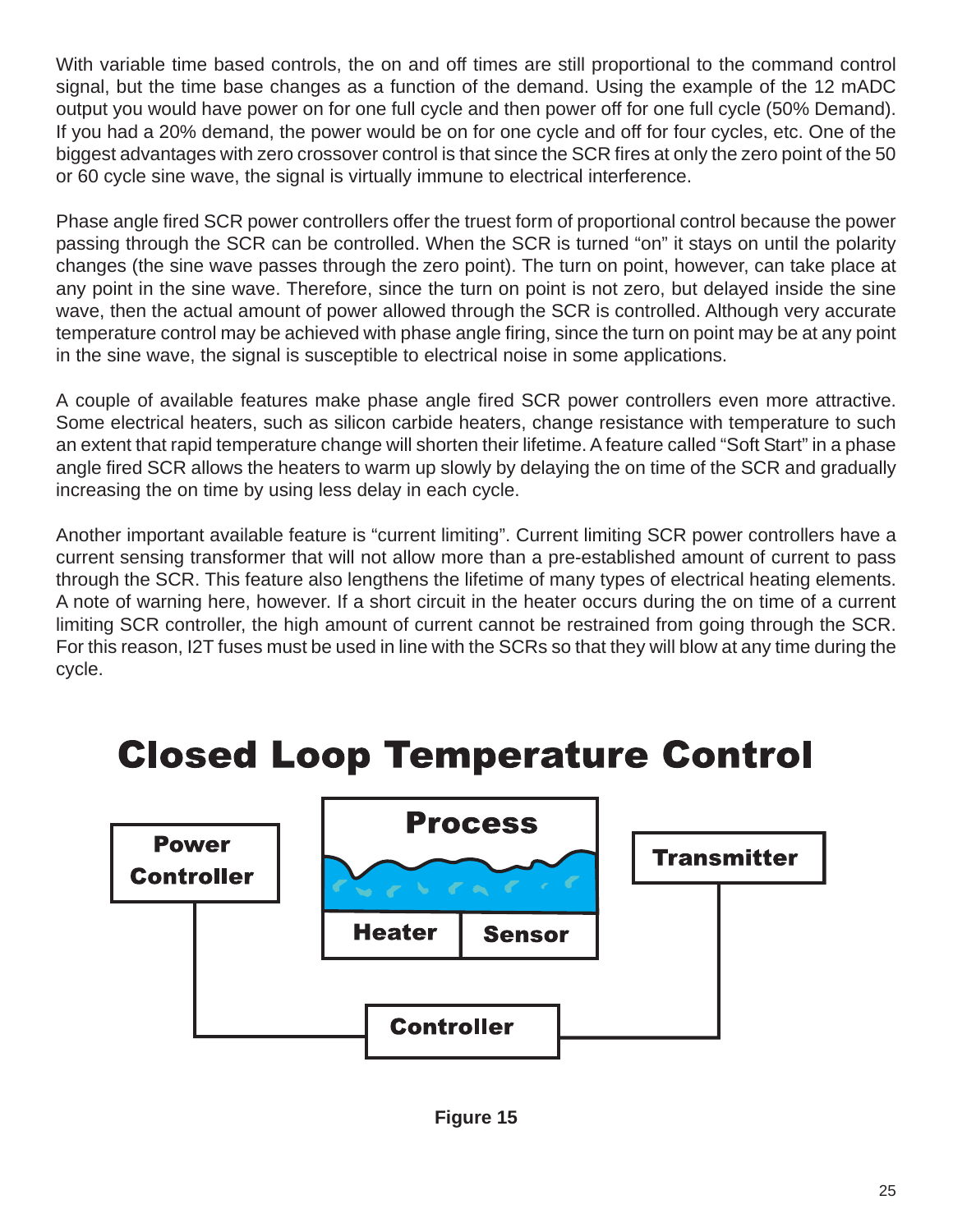With variable time based controls, the on and off times are still proportional to the command control signal, but the time base changes as a function of the demand. Using the example of the 12 mADC output you would have power on for one full cycle and then power off for one full cycle (50% Demand). If you had a 20% demand, the power would be on for one cycle and off for four cycles, etc. One of the biggest advantages with zero crossover control is that since the SCR fires at only the zero point of the 50 or 60 cycle sine wave, the signal is virtually immune to electrical interference.

Phase angle fired SCR power controllers offer the truest form of proportional control because the power passing through the SCR can be controlled. When the SCR is turned "on" it stays on until the polarity changes (the sine wave passes through the zero point). The turn on point, however, can take place at any point in the sine wave. Therefore, since the turn on point is not zero, but delayed inside the sine wave, then the actual amount of power allowed through the SCR is controlled. Although very accurate temperature control may be achieved with phase angle firing, since the turn on point may be at any point in the sine wave, the signal is susceptible to electrical noise in some applications.

A couple of available features make phase angle fired SCR power controllers even more attractive. Some electrical heaters, such as silicon carbide heaters, change resistance with temperature to such an extent that rapid temperature change will shorten their lifetime. A feature called "Soft Start" in a phase angle fired SCR allows the heaters to warm up slowly by delaying the on time of the SCR and gradually increasing the on time by using less delay in each cycle.

Another important available feature is "current limiting". Current limiting SCR power controllers have a current sensing transformer that will not allow more than a pre-established amount of current to pass through the SCR. This feature also lengthens the lifetime of many types of electrical heating elements. A note of warning here, however. If a short circuit in the heater occurs during the on time of a current limiting SCR controller, the high amount of current cannot be restrained from going through the SCR. For this reason, I2T fuses must be used in line with the SCRs so that they will blow at any time during the cycle.

# Closed Loop Temperature Control

Power Controller — Process (Heater, Sensor) — Transmitter — Controller

Figure 15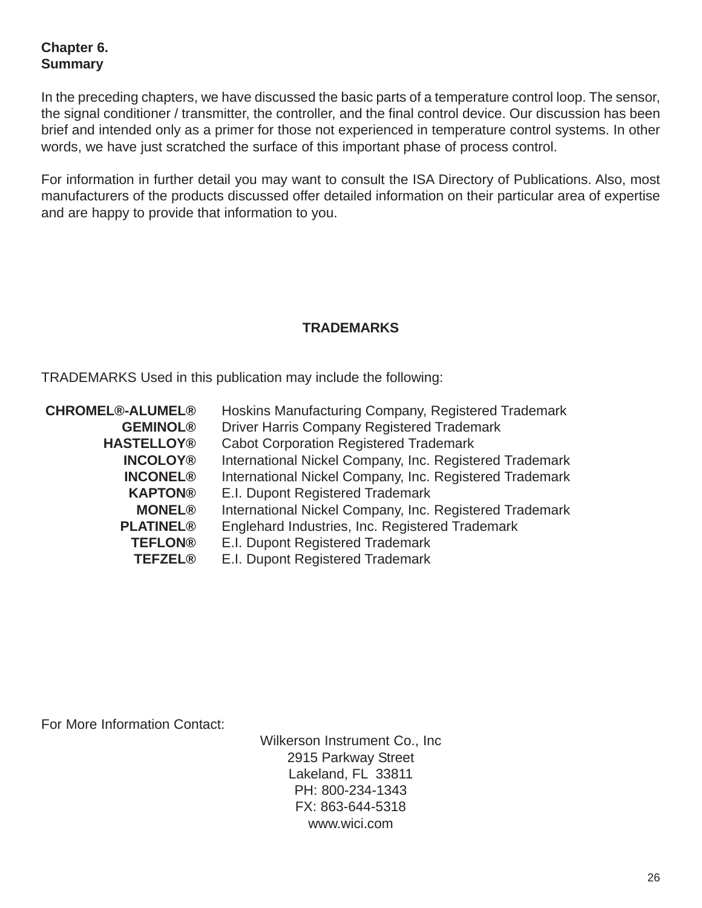## Chapter 6.
## Summary

In the preceding chapters, we have discussed the basic parts of a temperature control loop. The sensor, the signal conditioner / transmitter, the controller, and the final control device. Our discussion has been brief and intended only as a primer for those not experienced in temperature control systems. In other words, we have just scratched the surface of this important phase of process control.

For information in further detail you may want to consult the ISA Directory of Publications. Also, most manufacturers of the products discussed offer detailed information on their particular area of expertise and are happy to provide that information to you.

## TRADEMARKS

TRADEMARKS Used in this publication may include the following:

| | |
|---|---|
| **CHROMEL®-ALUMEL®** | Hoskins Manufacturing Company, Registered Trademark |
| **GEMINOL®** | Driver Harris Company Registered Trademark |
| **HASTELLOY®** | Cabot Corporation Registered Trademark |
| **INCOLOY®** | International Nickel Company, Inc. Registered Trademark |
| **INCONEL®** | International Nickel Company, Inc. Registered Trademark |
| **KAPTON®** | E.I. Dupont Registered Trademark |
| **MONEL®** | International Nickel Company, Inc. Registered Trademark |
| **PLATINEL®** | Englehard Industries, Inc. Registered Trademark |
| **TEFLON®** | E.I. Dupont Registered Trademark |
| **TEFZEL®** | E.I. Dupont Registered Trademark |

For More Information Contact:

Wilkerson Instrument Co., Inc
2915 Parkway Street
Lakeland, FL 33811
PH: 800-234-1343
FX: 863-644-5318
www.wici.com